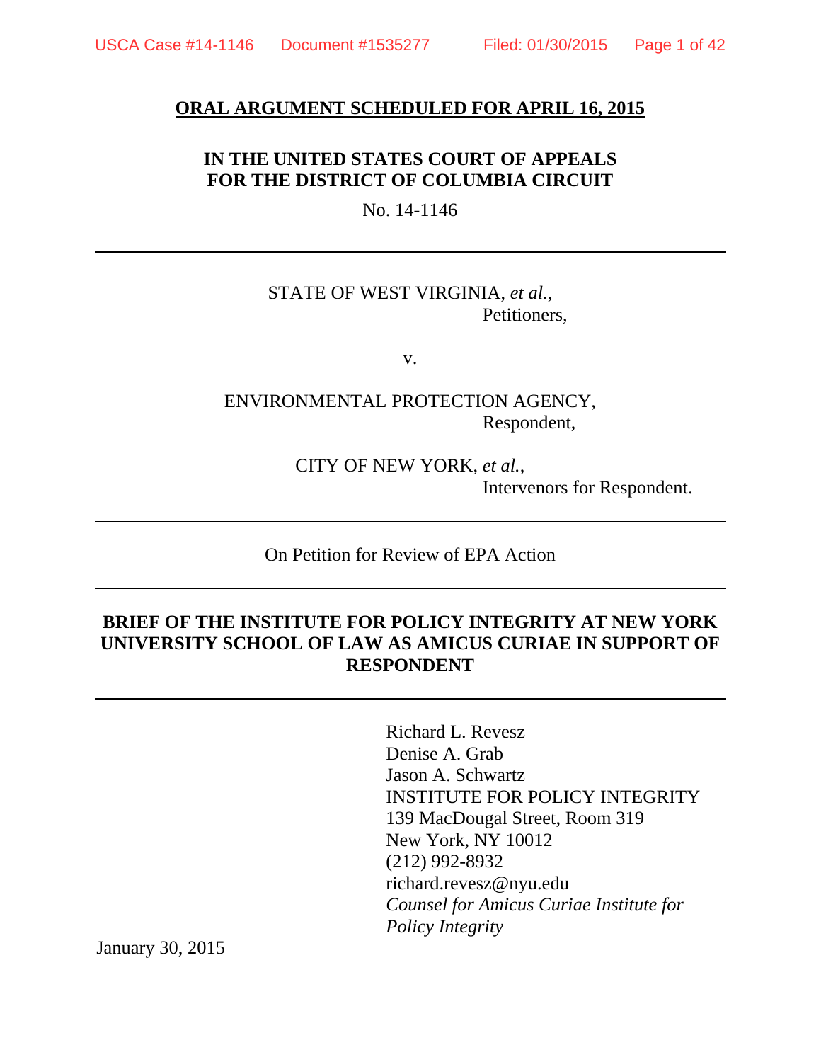**ORAL ARGUMENT SCHEDULED FOR APRIL 16, 2015**

**IN THE UNITED STATES COURT OF APPEALS**
**FOR THE DISTRICT OF COLUMBIA CIRCUIT**

No. 14-1146

---

STATE OF WEST VIRGINIA, *et al.*,
Petitioners,

v.

ENVIRONMENTAL PROTECTION AGENCY,
Respondent,

CITY OF NEW YORK, *et al.*,
Intervenors for Respondent.

---

On Petition for Review of EPA Action

---

**BRIEF OF THE INSTITUTE FOR POLICY INTEGRITY AT NEW YORK UNIVERSITY SCHOOL OF LAW AS AMICUS CURIAE IN SUPPORT OF RESPONDENT**

---

Richard L. Revesz
Denise A. Grab
Jason A. Schwartz
INSTITUTE FOR POLICY INTEGRITY
139 MacDougal Street, Room 319
New York, NY 10012
(212) 992-8932
richard.revesz@nyu.edu
*Counsel for Amicus Curiae Institute for Policy Integrity*

January 30, 2015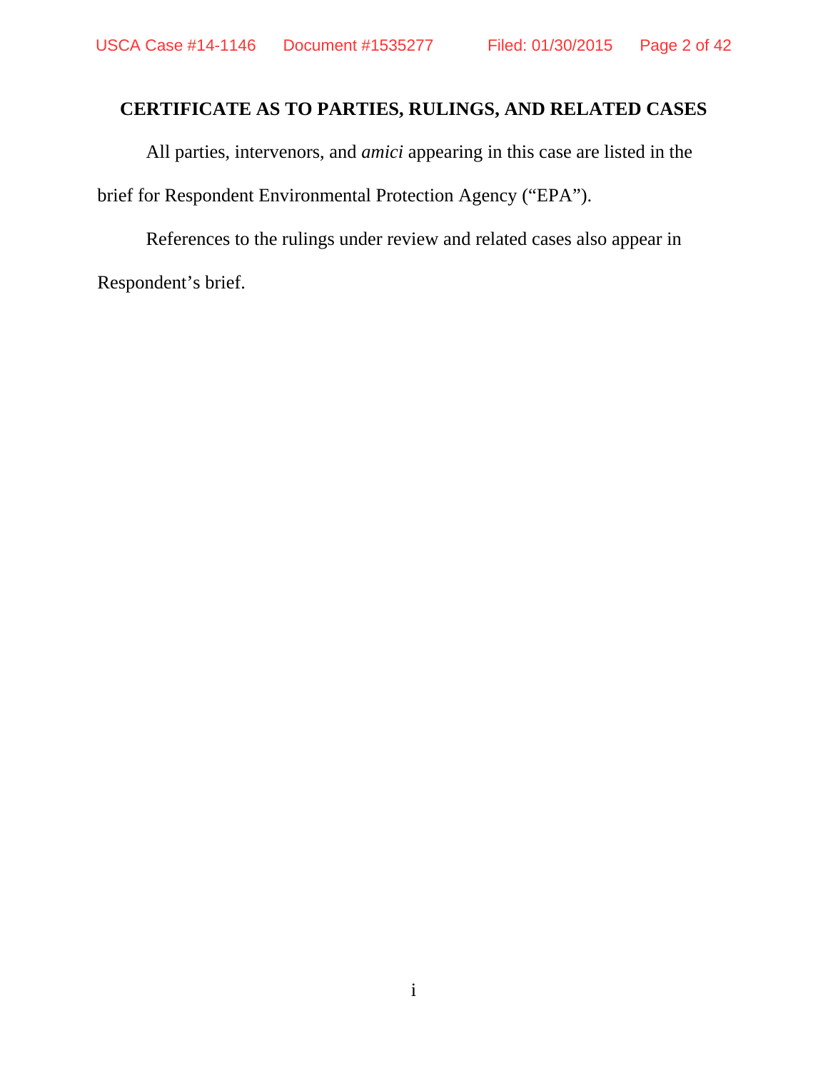## CERTIFICATE AS TO PARTIES, RULINGS, AND RELATED CASES

All parties, intervenors, and *amici* appearing in this case are listed in the brief for Respondent Environmental Protection Agency ("EPA").

References to the rulings under review and related cases also appear in Respondent's brief.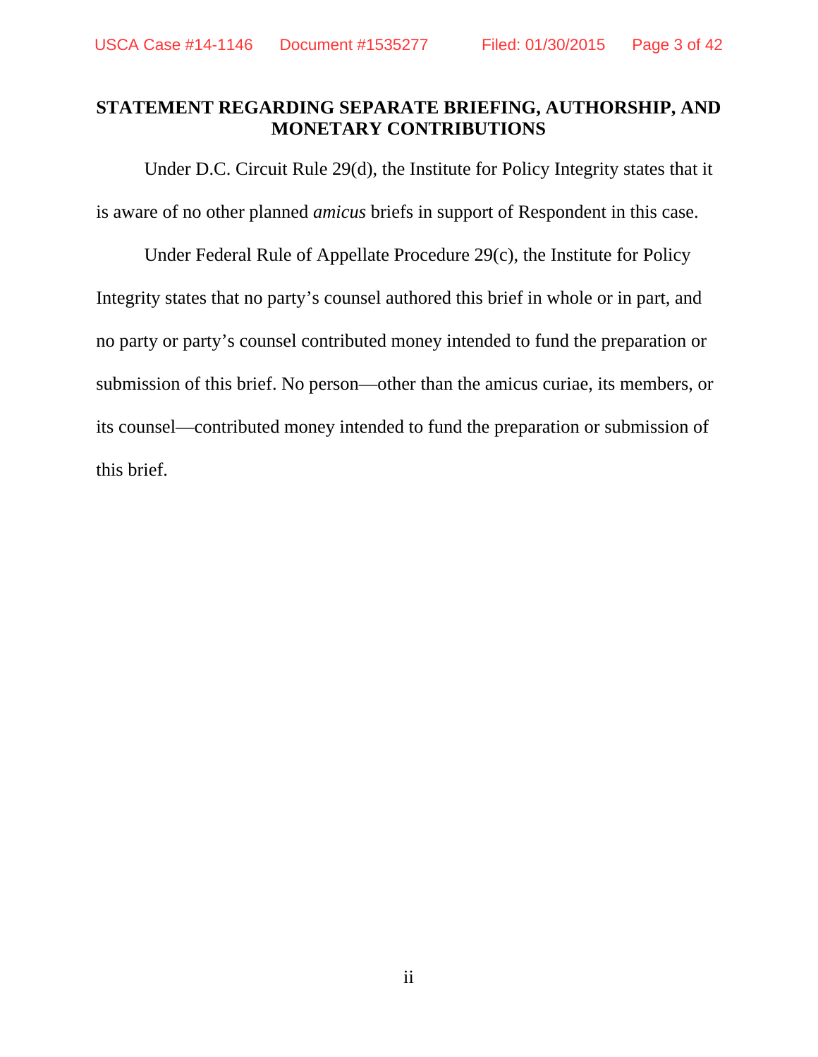## STATEMENT REGARDING SEPARATE BRIEFING, AUTHORSHIP, AND MONETARY CONTRIBUTIONS

Under D.C. Circuit Rule 29(d), the Institute for Policy Integrity states that it is aware of no other planned *amicus* briefs in support of Respondent in this case.

Under Federal Rule of Appellate Procedure 29(c), the Institute for Policy Integrity states that no party's counsel authored this brief in whole or in part, and no party or party's counsel contributed money intended to fund the preparation or submission of this brief. No person—other than the amicus curiae, its members, or its counsel—contributed money intended to fund the preparation or submission of this brief.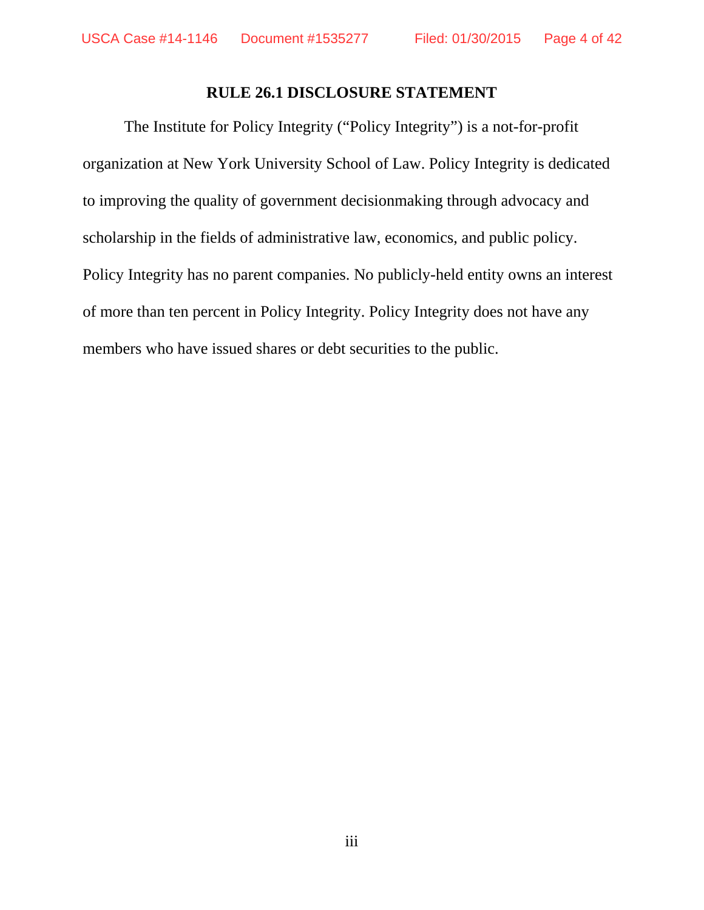## RULE 26.1 DISCLOSURE STATEMENT

The Institute for Policy Integrity ("Policy Integrity") is a not-for-profit organization at New York University School of Law. Policy Integrity is dedicated to improving the quality of government decisionmaking through advocacy and scholarship in the fields of administrative law, economics, and public policy. Policy Integrity has no parent companies. No publicly-held entity owns an interest of more than ten percent in Policy Integrity. Policy Integrity does not have any members who have issued shares or debt securities to the public.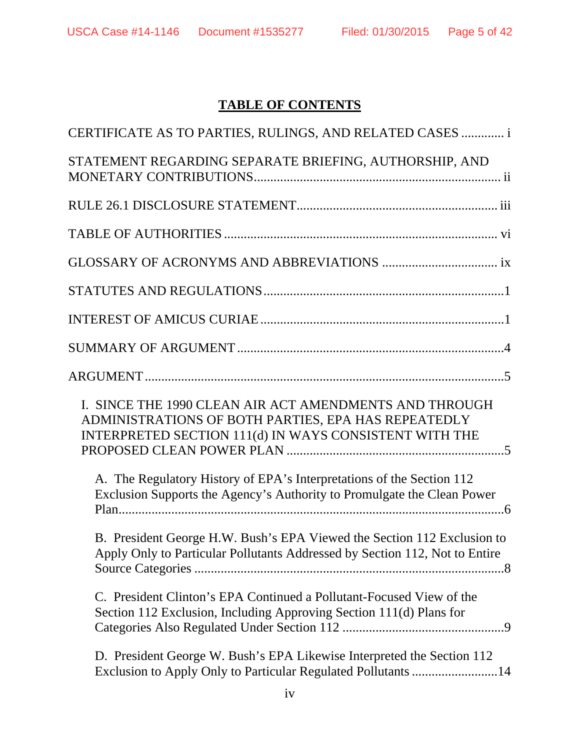# TABLE OF CONTENTS

CERTIFICATE AS TO PARTIES, RULINGS, AND RELATED CASES ............. i

STATEMENT REGARDING SEPARATE BRIEFING, AUTHORSHIP, AND MONETARY CONTRIBUTIONS.......................................................................... ii

RULE 26.1 DISCLOSURE STATEMENT............................................................ iii

TABLE OF AUTHORITIES .................................................................................. vi

GLOSSARY OF ACRONYMS AND ABBREVIATIONS .................................. ix

STATUTES AND REGULATIONS........................................................................1

INTEREST OF AMICUS CURIAE .........................................................................1

SUMMARY OF ARGUMENT ................................................................................4

ARGUMENT ............................................................................................................5

I. SINCE THE 1990 CLEAN AIR ACT AMENDMENTS AND THROUGH ADMINISTRATIONS OF BOTH PARTIES, EPA HAS REPEATEDLY INTERPRETED SECTION 111(d) IN WAYS CONSISTENT WITH THE PROPOSED CLEAN POWER PLAN .................................................................5

A. The Regulatory History of EPA's Interpretations of the Section 112 Exclusion Supports the Agency's Authority to Promulgate the Clean Power Plan.....................................................................................................6

B. President George H.W. Bush's EPA Viewed the Section 112 Exclusion to Apply Only to Particular Pollutants Addressed by Section 112, Not to Entire Source Categories ............................................................................8

C. President Clinton's EPA Continued a Pollutant-Focused View of the Section 112 Exclusion, Including Approving Section 111(d) Plans for Categories Also Regulated Under Section 112 ................................................9

D. President George W. Bush's EPA Likewise Interpreted the Section 112 Exclusion to Apply Only to Particular Regulated Pollutants ..........................14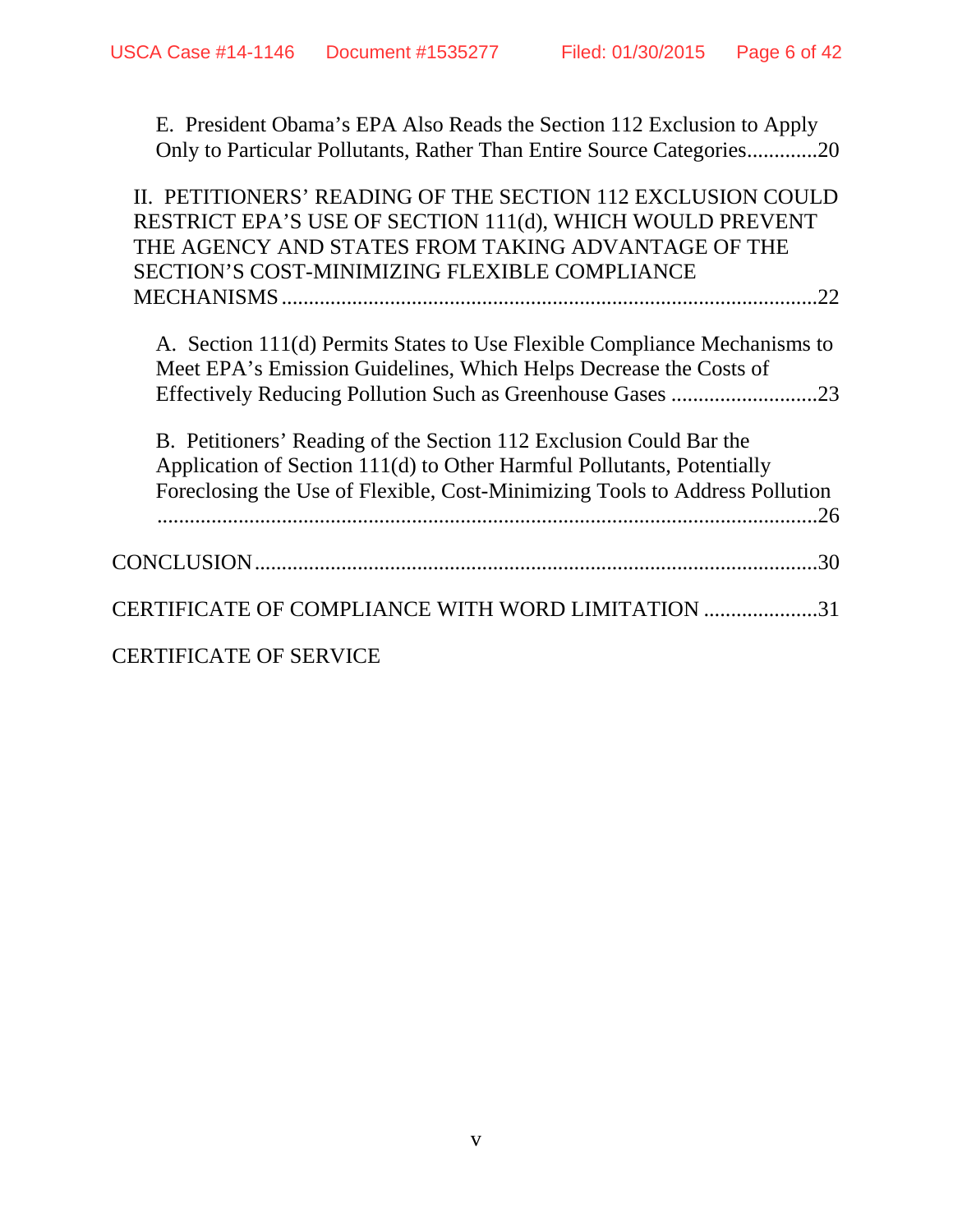E. President Obama's EPA Also Reads the Section 112 Exclusion to Apply Only to Particular Pollutants, Rather Than Entire Source Categories.............20

II. PETITIONERS' READING OF THE SECTION 112 EXCLUSION COULD RESTRICT EPA'S USE OF SECTION 111(d), WHICH WOULD PREVENT THE AGENCY AND STATES FROM TAKING ADVANTAGE OF THE SECTION'S COST-MINIMIZING FLEXIBLE COMPLIANCE MECHANISMS.................................................................................................22

A. Section 111(d) Permits States to Use Flexible Compliance Mechanisms to Meet EPA's Emission Guidelines, Which Helps Decrease the Costs of Effectively Reducing Pollution Such as Greenhouse Gases ...........................23

B. Petitioners' Reading of the Section 112 Exclusion Could Bar the Application of Section 111(d) to Other Harmful Pollutants, Potentially Foreclosing the Use of Flexible, Cost-Minimizing Tools to Address Pollution ..........................................................................................................................26

CONCLUSION.......................................................................................................30

CERTIFICATE OF COMPLIANCE WITH WORD LIMITATION .....................31

CERTIFICATE OF SERVICE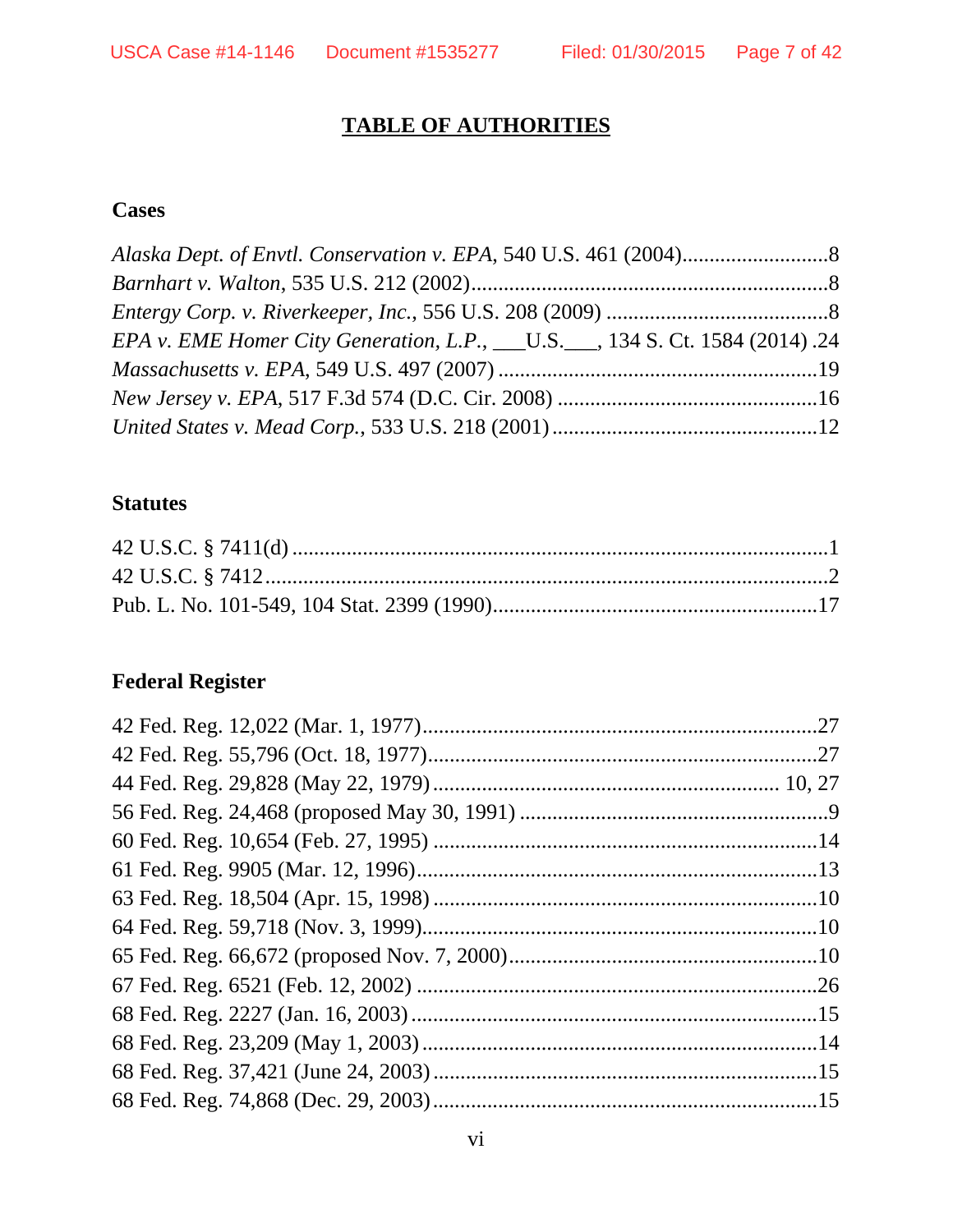# TABLE OF AUTHORITIES

## Cases

*Alaska Dept. of Envtl. Conservation v. EPA*, 540 U.S. 461 (2004)...........................8
*Barnhart v. Walton*, 535 U.S. 212 (2002).................................................................8
*Entergy Corp. v. Riverkeeper, Inc.*, 556 U.S. 208 (2009) .........................................8
*EPA v. EME Homer City Generation, L.P.*, ___U.S.___, 134 S. Ct. 1584 (2014) .24
*Massachusetts v. EPA*, 549 U.S. 497 (2007) ...........................................................19
*New Jersey v. EPA*, 517 F.3d 574 (D.C. Cir. 2008) ................................................16
*United States v. Mead Corp.*, 533 U.S. 218 (2001) .................................................12

## Statutes

42 U.S.C. § 7411(d) ...................................................................................................1
42 U.S.C. § 7412 ........................................................................................................2
Pub. L. No. 101-549, 104 Stat. 2399 (1990)............................................................17

## Federal Register

42 Fed. Reg. 12,022 (Mar. 1, 1977).........................................................................27
42 Fed. Reg. 55,796 (Oct. 18, 1977).........................................................................27
44 Fed. Reg. 29,828 (May 22, 1979) .............................................................. 10, 27
56 Fed. Reg. 24,468 (proposed May 30, 1991) .........................................................9
60 Fed. Reg. 10,654 (Feb. 27, 1995) ......................................................................14
61 Fed. Reg. 9905 (Mar. 12, 1996)...........................................................................13
63 Fed. Reg. 18,504 (Apr. 15, 1998) ......................................................................10
64 Fed. Reg. 59,718 (Nov. 3, 1999).........................................................................10
65 Fed. Reg. 66,672 (proposed Nov. 7, 2000).........................................................10
67 Fed. Reg. 6521 (Feb. 12, 2002) ..........................................................................26
68 Fed. Reg. 2227 (Jan. 16, 2003) ...........................................................................15
68 Fed. Reg. 23,209 (May 1, 2003) .........................................................................14
68 Fed. Reg. 37,421 (June 24, 2003) ......................................................................15
68 Fed. Reg. 74,868 (Dec. 29, 2003) ......................................................................15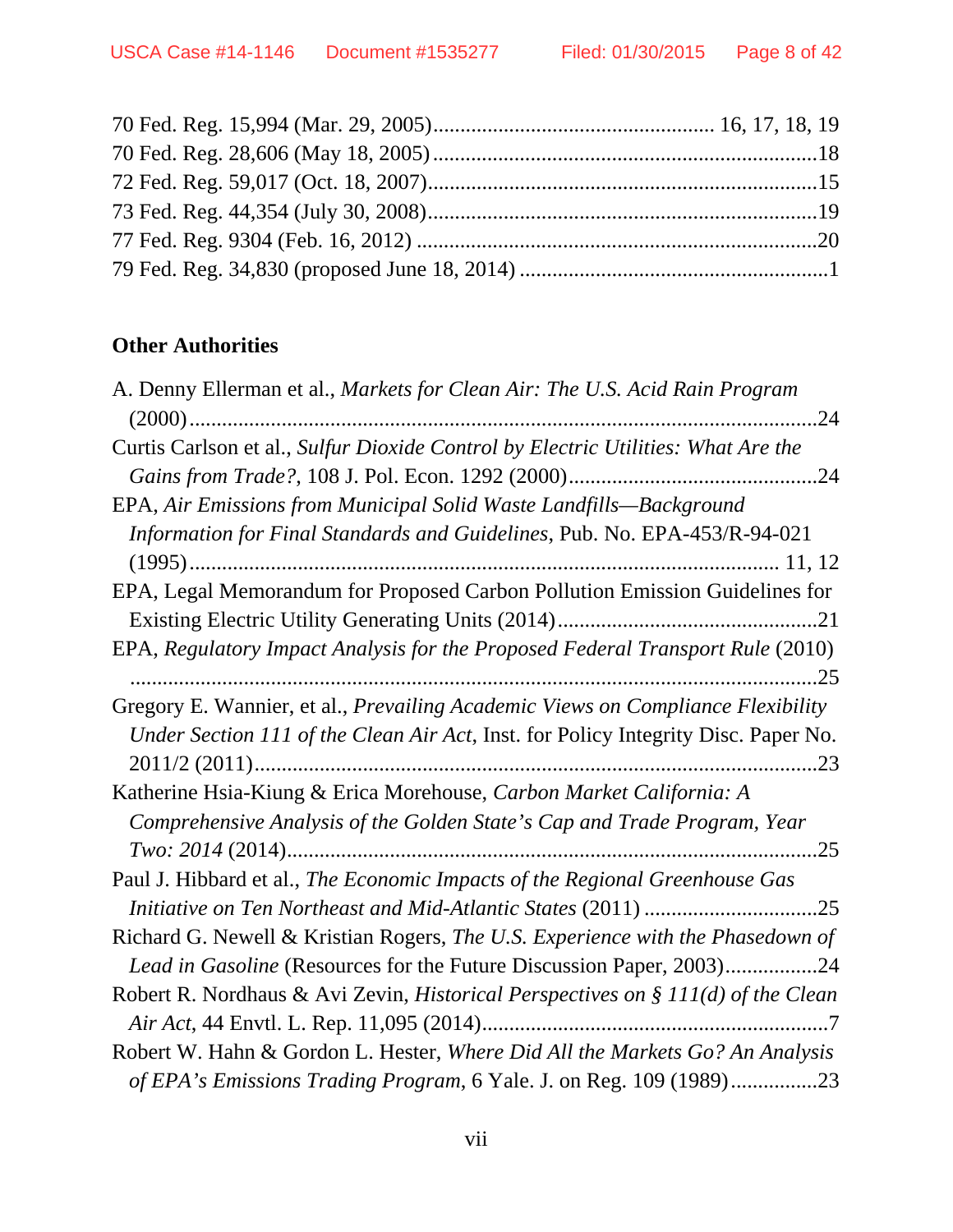70 Fed. Reg. 15,994 (Mar. 29, 2005).................................................... 16, 17, 18, 19
70 Fed. Reg. 28,606 (May 18, 2005) ......................................................................18
72 Fed. Reg. 59,017 (Oct. 18, 2007).......................................................................15
73 Fed. Reg. 44,354 (July 30, 2008).......................................................................19
77 Fed. Reg. 9304 (Feb. 16, 2012) .........................................................................20
79 Fed. Reg. 34,830 (proposed June 18, 2014) .........................................................1

**Other Authorities**

A. Denny Ellerman et al., *Markets for Clean Air: The U.S. Acid Rain Program* (2000).......................................................................................................24

Curtis Carlson et al., *Sulfur Dioxide Control by Electric Utilities: What Are the Gains from Trade?*, 108 J. Pol. Econ. 1292 (2000)..............................................24

EPA, *Air Emissions from Municipal Solid Waste Landfills—Background Information for Final Standards and Guidelines*, Pub. No. EPA-453/R-94-021 (1995)............................................................................................................ 11, 12

EPA, Legal Memorandum for Proposed Carbon Pollution Emission Guidelines for Existing Electric Utility Generating Units (2014)...............................................21

EPA, *Regulatory Impact Analysis for the Proposed Federal Transport Rule* (2010) .........................................................................................................................25

Gregory E. Wannier, et al., *Prevailing Academic Views on Compliance Flexibility Under Section 111 of the Clean Air Act*, Inst. for Policy Integrity Disc. Paper No. 2011/2 (2011)........................................................................................................23

Katherine Hsia-Kiung & Erica Morehouse, *Carbon Market California: A Comprehensive Analysis of the Golden State's Cap and Trade Program, Year Two: 2014* (2014)...............................................................................................25

Paul J. Hibbard et al., *The Economic Impacts of the Regional Greenhouse Gas Initiative on Ten Northeast and Mid-Atlantic States* (2011) ...............................25

Richard G. Newell & Kristian Rogers, *The U.S. Experience with the Phasedown of Lead in Gasoline* (Resources for the Future Discussion Paper, 2003).................24

Robert R. Nordhaus & Avi Zevin, *Historical Perspectives on § 111(d) of the Clean Air Act*, 44 Envtl. L. Rep. 11,095 (2014)...............................................................7

Robert W. Hahn & Gordon L. Hester, *Where Did All the Markets Go? An Analysis of EPA's Emissions Trading Program*, 6 Yale. J. on Reg. 109 (1989)................23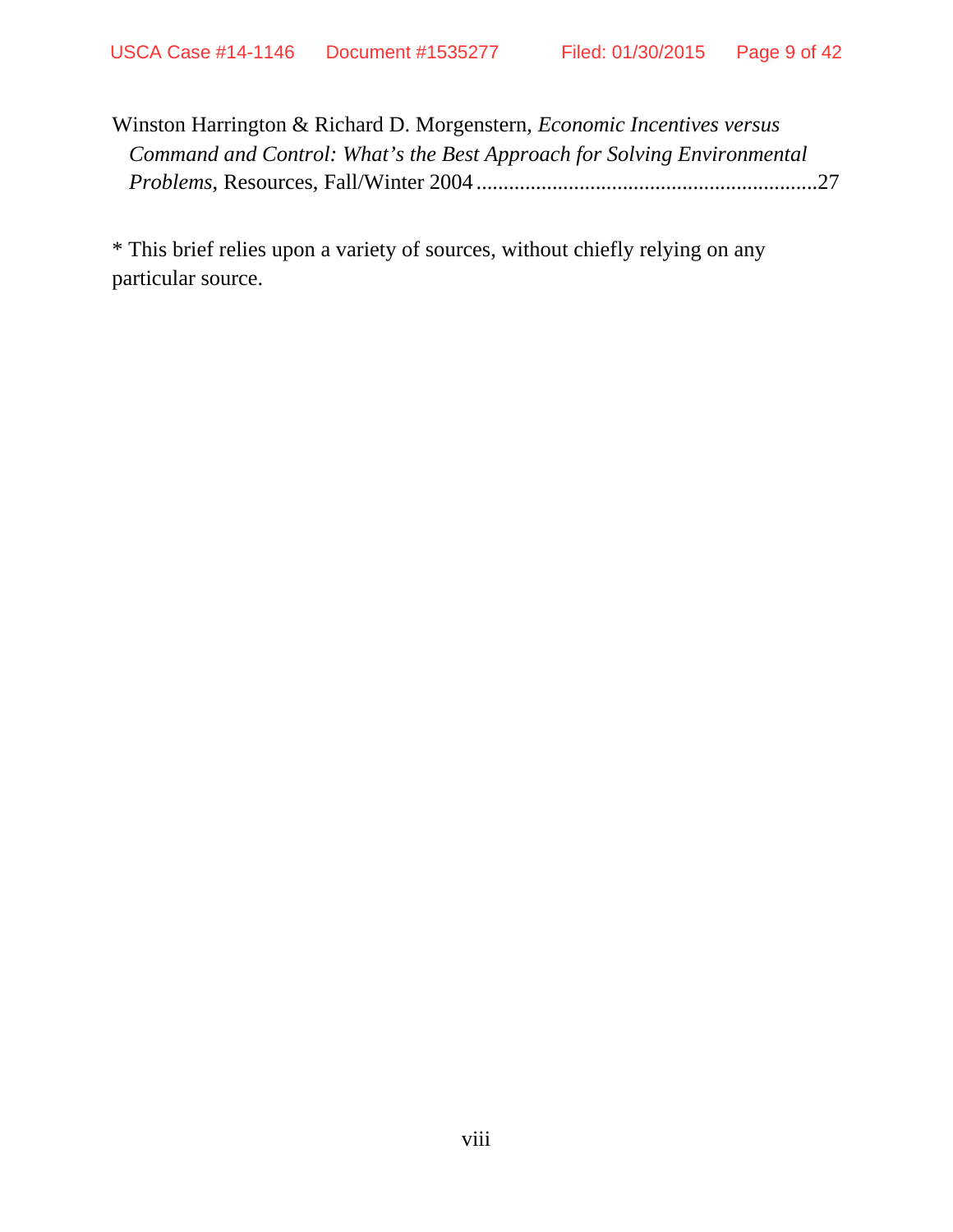Winston Harrington & Richard D. Morgenstern, *Economic Incentives versus Command and Control: What's the Best Approach for Solving Environmental Problems*, Resources, Fall/Winter 2004 ..............................................................27

* This brief relies upon a variety of sources, without chiefly relying on any particular source.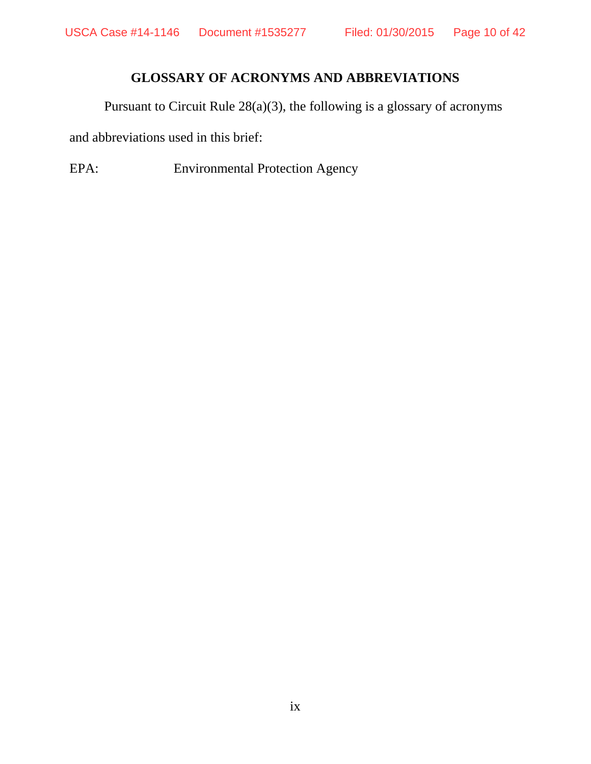## GLOSSARY OF ACRONYMS AND ABBREVIATIONS

Pursuant to Circuit Rule 28(a)(3), the following is a glossary of acronyms and abbreviations used in this brief:

EPA: Environmental Protection Agency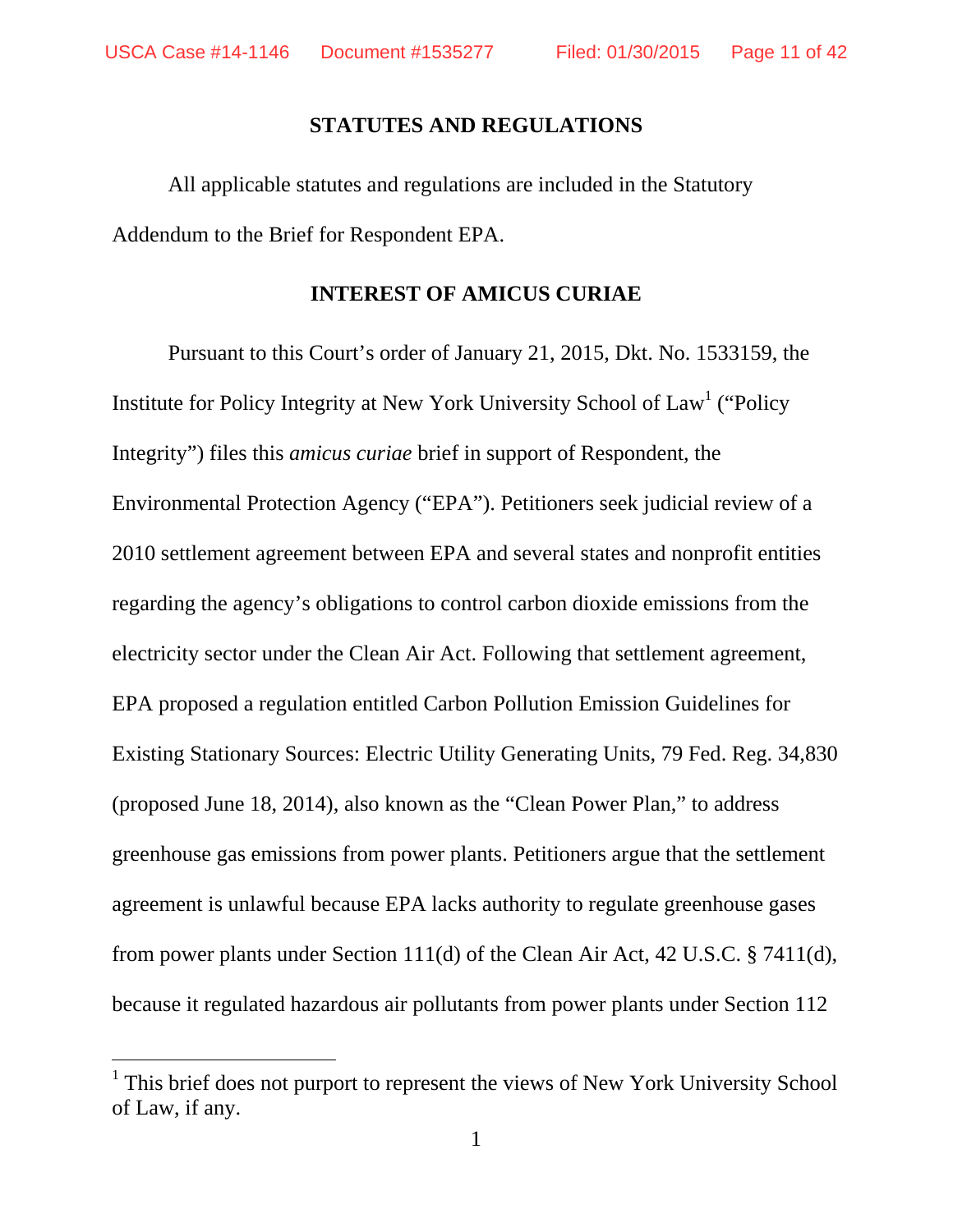## STATUTES AND REGULATIONS

All applicable statutes and regulations are included in the Statutory Addendum to the Brief for Respondent EPA.

## INTEREST OF AMICUS CURIAE

Pursuant to this Court's order of January 21, 2015, Dkt. No. 1533159, the Institute for Policy Integrity at New York University School of Law[1] ("Policy Integrity") files this *amicus curiae* brief in support of Respondent, the Environmental Protection Agency ("EPA"). Petitioners seek judicial review of a 2010 settlement agreement between EPA and several states and nonprofit entities regarding the agency's obligations to control carbon dioxide emissions from the electricity sector under the Clean Air Act. Following that settlement agreement, EPA proposed a regulation entitled Carbon Pollution Emission Guidelines for Existing Stationary Sources: Electric Utility Generating Units, 79 Fed. Reg. 34,830 (proposed June 18, 2014), also known as the "Clean Power Plan," to address greenhouse gas emissions from power plants. Petitioners argue that the settlement agreement is unlawful because EPA lacks authority to regulate greenhouse gases from power plants under Section 111(d) of the Clean Air Act, 42 U.S.C. § 7411(d), because it regulated hazardous air pollutants from power plants under Section 112

[1] This brief does not purport to represent the views of New York University School of Law, if any.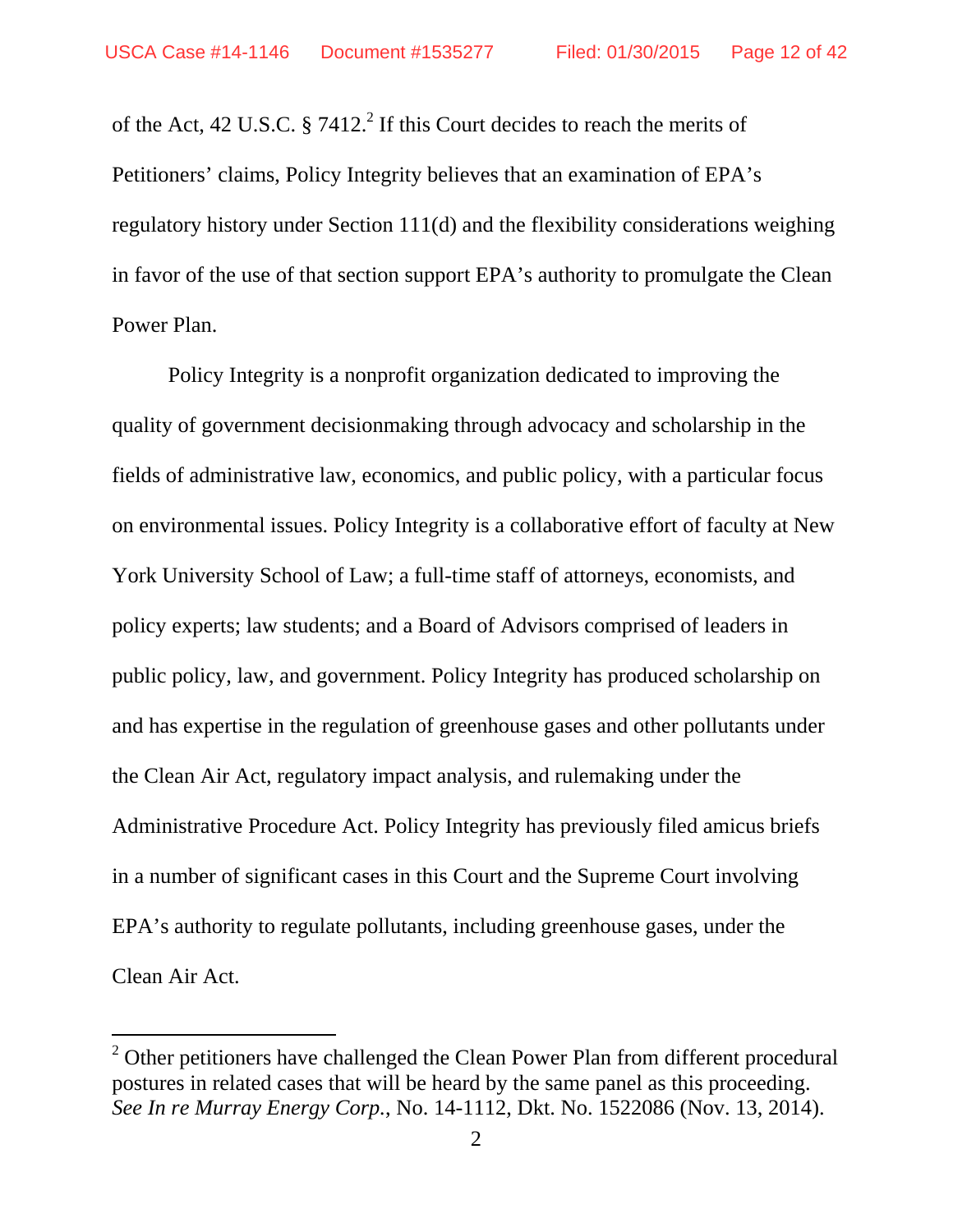of the Act, 42 U.S.C. § 7412.[2] If this Court decides to reach the merits of Petitioners' claims, Policy Integrity believes that an examination of EPA's regulatory history under Section 111(d) and the flexibility considerations weighing in favor of the use of that section support EPA's authority to promulgate the Clean Power Plan.

Policy Integrity is a nonprofit organization dedicated to improving the quality of government decisionmaking through advocacy and scholarship in the fields of administrative law, economics, and public policy, with a particular focus on environmental issues. Policy Integrity is a collaborative effort of faculty at New York University School of Law; a full-time staff of attorneys, economists, and policy experts; law students; and a Board of Advisors comprised of leaders in public policy, law, and government. Policy Integrity has produced scholarship on and has expertise in the regulation of greenhouse gases and other pollutants under the Clean Air Act, regulatory impact analysis, and rulemaking under the Administrative Procedure Act. Policy Integrity has previously filed amicus briefs in a number of significant cases in this Court and the Supreme Court involving EPA's authority to regulate pollutants, including greenhouse gases, under the Clean Air Act.

---

[2] Other petitioners have challenged the Clean Power Plan from different procedural postures in related cases that will be heard by the same panel as this proceeding. *See In re Murray Energy Corp.*, No. 14-1112, Dkt. No. 1522086 (Nov. 13, 2014).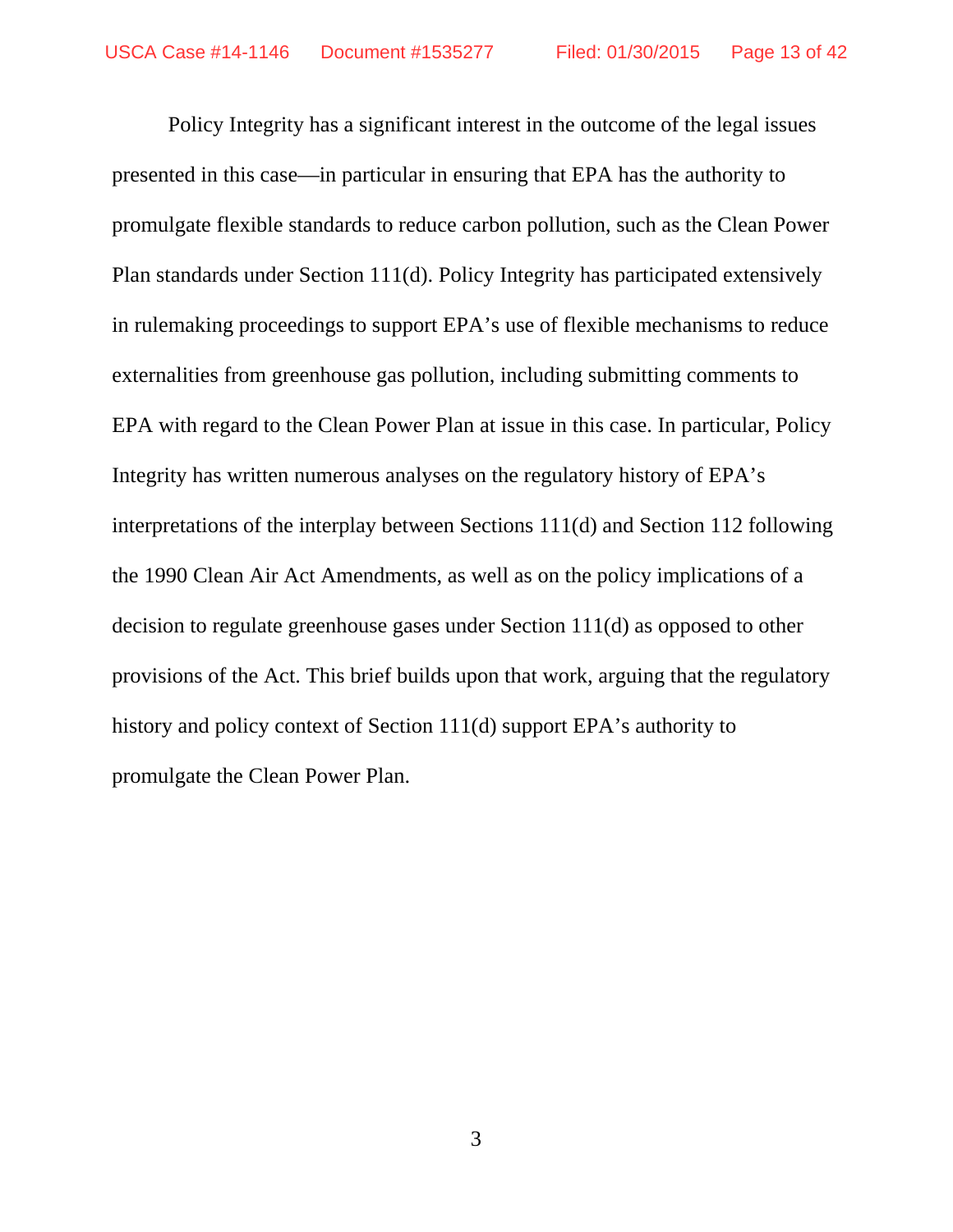Policy Integrity has a significant interest in the outcome of the legal issues presented in this case—in particular in ensuring that EPA has the authority to promulgate flexible standards to reduce carbon pollution, such as the Clean Power Plan standards under Section 111(d). Policy Integrity has participated extensively in rulemaking proceedings to support EPA's use of flexible mechanisms to reduce externalities from greenhouse gas pollution, including submitting comments to EPA with regard to the Clean Power Plan at issue in this case. In particular, Policy Integrity has written numerous analyses on the regulatory history of EPA's interpretations of the interplay between Sections 111(d) and Section 112 following the 1990 Clean Air Act Amendments, as well as on the policy implications of a decision to regulate greenhouse gases under Section 111(d) as opposed to other provisions of the Act. This brief builds upon that work, arguing that the regulatory history and policy context of Section 111(d) support EPA's authority to promulgate the Clean Power Plan.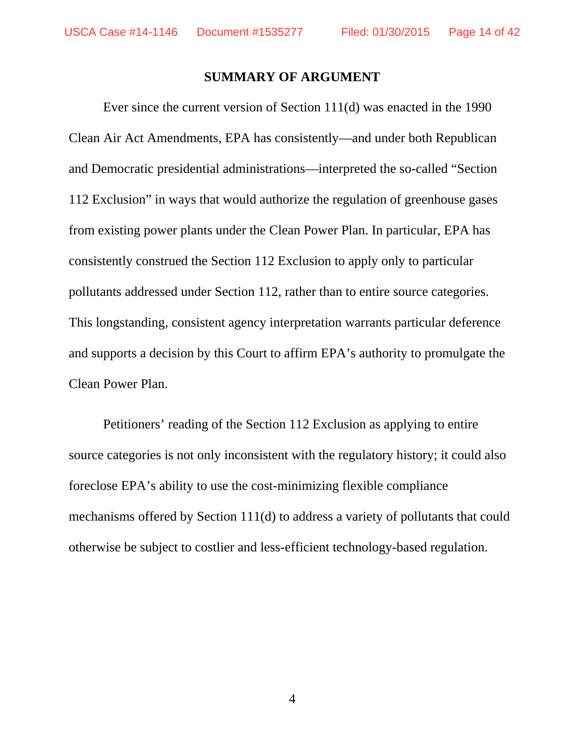## SUMMARY OF ARGUMENT

Ever since the current version of Section 111(d) was enacted in the 1990 Clean Air Act Amendments, EPA has consistently—and under both Republican and Democratic presidential administrations—interpreted the so-called "Section 112 Exclusion" in ways that would authorize the regulation of greenhouse gases from existing power plants under the Clean Power Plan. In particular, EPA has consistently construed the Section 112 Exclusion to apply only to particular pollutants addressed under Section 112, rather than to entire source categories. This longstanding, consistent agency interpretation warrants particular deference and supports a decision by this Court to affirm EPA's authority to promulgate the Clean Power Plan.

Petitioners' reading of the Section 112 Exclusion as applying to entire source categories is not only inconsistent with the regulatory history; it could also foreclose EPA's ability to use the cost-minimizing flexible compliance mechanisms offered by Section 111(d) to address a variety of pollutants that could otherwise be subject to costlier and less-efficient technology-based regulation.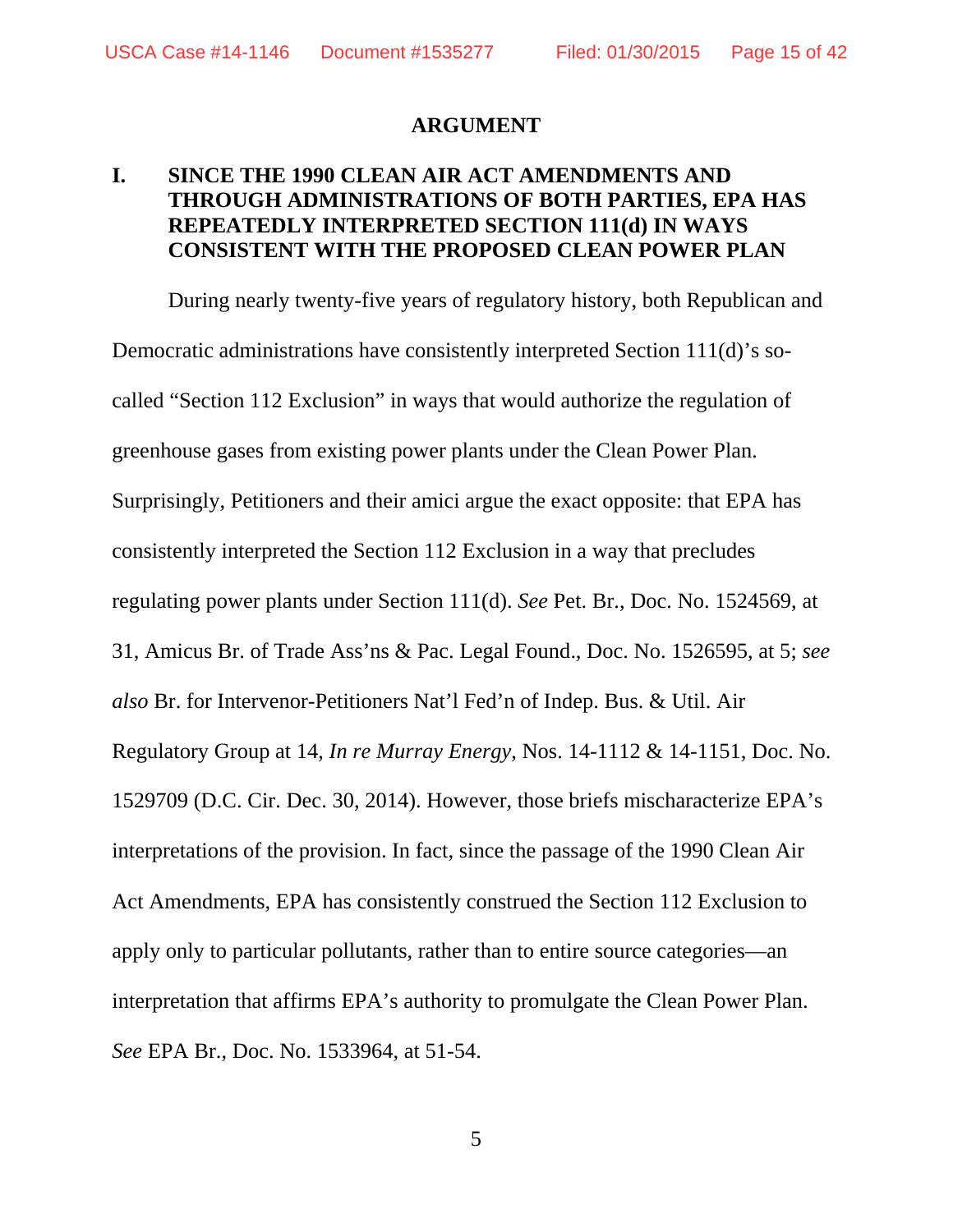## ARGUMENT

### I. SINCE THE 1990 CLEAN AIR ACT AMENDMENTS AND THROUGH ADMINISTRATIONS OF BOTH PARTIES, EPA HAS REPEATEDLY INTERPRETED SECTION 111(d) IN WAYS CONSISTENT WITH THE PROPOSED CLEAN POWER PLAN

During nearly twenty-five years of regulatory history, both Republican and Democratic administrations have consistently interpreted Section 111(d)'s so-called "Section 112 Exclusion" in ways that would authorize the regulation of greenhouse gases from existing power plants under the Clean Power Plan. Surprisingly, Petitioners and their amici argue the exact opposite: that EPA has consistently interpreted the Section 112 Exclusion in a way that precludes regulating power plants under Section 111(d). *See* Pet. Br., Doc. No. 1524569, at 31, Amicus Br. of Trade Ass'ns & Pac. Legal Found., Doc. No. 1526595, at 5; *see also* Br. for Intervenor-Petitioners Nat'l Fed'n of Indep. Bus. & Util. Air Regulatory Group at 14, *In re Murray Energy*, Nos. 14-1112 & 14-1151, Doc. No. 1529709 (D.C. Cir. Dec. 30, 2014). However, those briefs mischaracterize EPA's interpretations of the provision. In fact, since the passage of the 1990 Clean Air Act Amendments, EPA has consistently construed the Section 112 Exclusion to apply only to particular pollutants, rather than to entire source categories—an interpretation that affirms EPA's authority to promulgate the Clean Power Plan. *See* EPA Br., Doc. No. 1533964, at 51-54.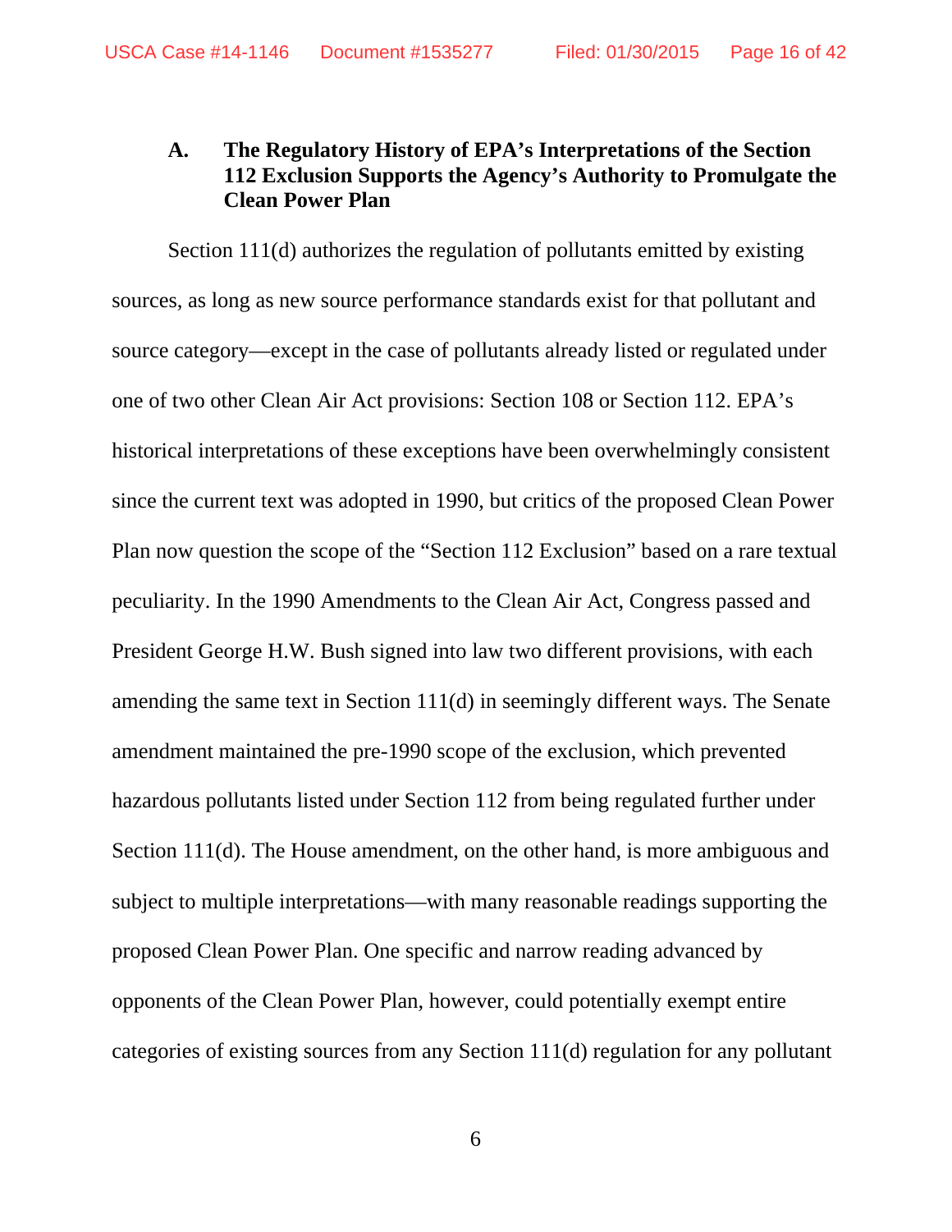### A. The Regulatory History of EPA's Interpretations of the Section 112 Exclusion Supports the Agency's Authority to Promulgate the Clean Power Plan

Section 111(d) authorizes the regulation of pollutants emitted by existing sources, as long as new source performance standards exist for that pollutant and source category—except in the case of pollutants already listed or regulated under one of two other Clean Air Act provisions: Section 108 or Section 112. EPA's historical interpretations of these exceptions have been overwhelmingly consistent since the current text was adopted in 1990, but critics of the proposed Clean Power Plan now question the scope of the "Section 112 Exclusion" based on a rare textual peculiarity. In the 1990 Amendments to the Clean Air Act, Congress passed and President George H.W. Bush signed into law two different provisions, with each amending the same text in Section 111(d) in seemingly different ways. The Senate amendment maintained the pre-1990 scope of the exclusion, which prevented hazardous pollutants listed under Section 112 from being regulated further under Section 111(d). The House amendment, on the other hand, is more ambiguous and subject to multiple interpretations—with many reasonable readings supporting the proposed Clean Power Plan. One specific and narrow reading advanced by opponents of the Clean Power Plan, however, could potentially exempt entire categories of existing sources from any Section 111(d) regulation for any pollutant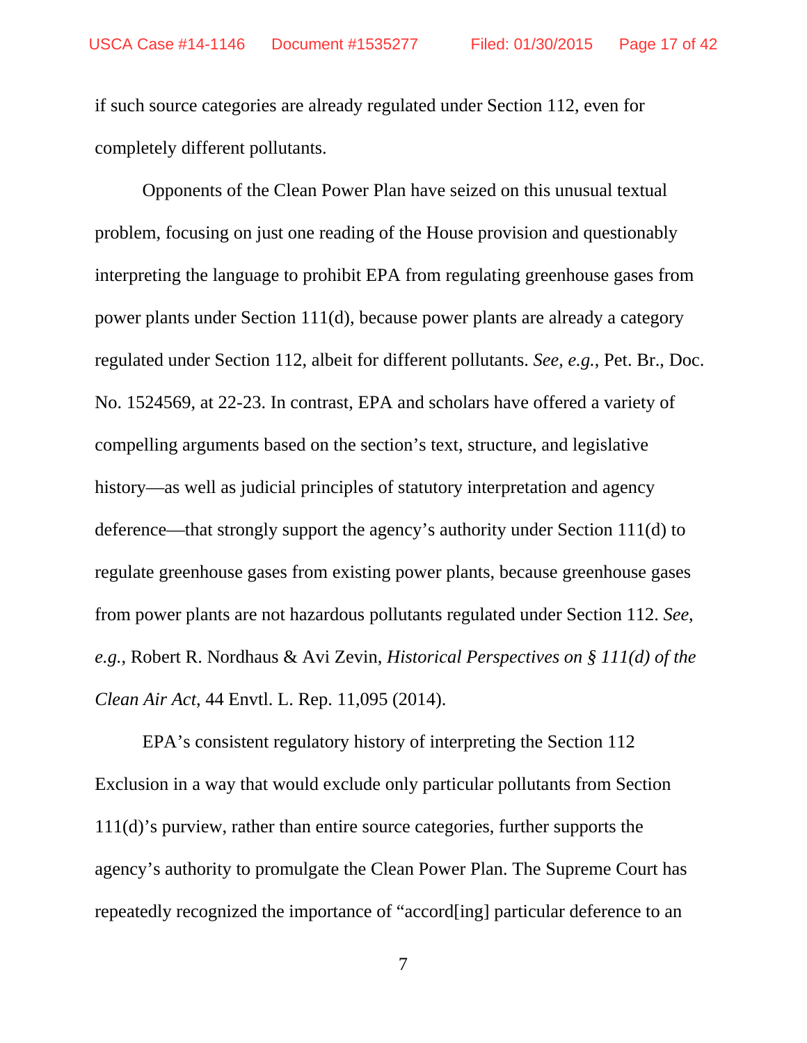if such source categories are already regulated under Section 112, even for completely different pollutants.

Opponents of the Clean Power Plan have seized on this unusual textual problem, focusing on just one reading of the House provision and questionably interpreting the language to prohibit EPA from regulating greenhouse gases from power plants under Section 111(d), because power plants are already a category regulated under Section 112, albeit for different pollutants. *See, e.g.*, Pet. Br., Doc. No. 1524569, at 22-23. In contrast, EPA and scholars have offered a variety of compelling arguments based on the section's text, structure, and legislative history—as well as judicial principles of statutory interpretation and agency deference—that strongly support the agency's authority under Section 111(d) to regulate greenhouse gases from existing power plants, because greenhouse gases from power plants are not hazardous pollutants regulated under Section 112. *See, e.g.*, Robert R. Nordhaus & Avi Zevin, *Historical Perspectives on § 111(d) of the Clean Air Act*, 44 Envtl. L. Rep. 11,095 (2014).

EPA's consistent regulatory history of interpreting the Section 112 Exclusion in a way that would exclude only particular pollutants from Section 111(d)'s purview, rather than entire source categories, further supports the agency's authority to promulgate the Clean Power Plan. The Supreme Court has repeatedly recognized the importance of "accord[ing] particular deference to an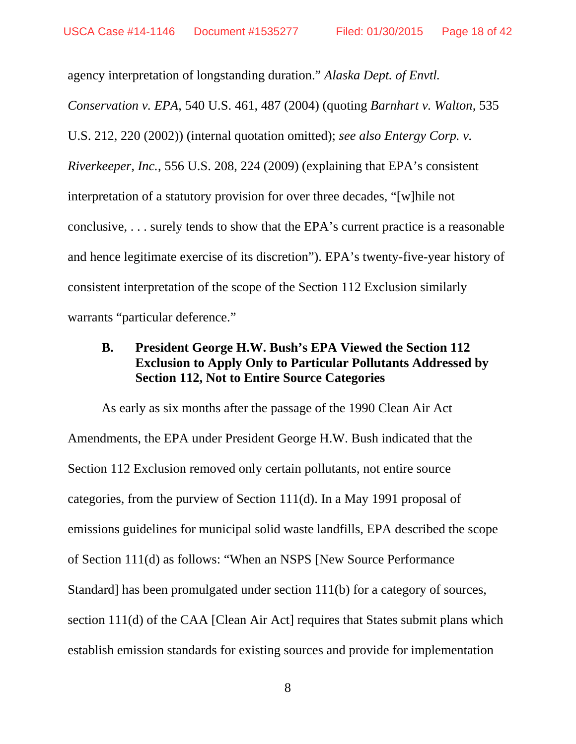agency interpretation of longstanding duration." *Alaska Dept. of Envtl. Conservation v. EPA*, 540 U.S. 461, 487 (2004) (quoting *Barnhart v. Walton*, 535 U.S. 212, 220 (2002)) (internal quotation omitted); *see also Entergy Corp. v. Riverkeeper, Inc.*, 556 U.S. 208, 224 (2009) (explaining that EPA's consistent interpretation of a statutory provision for over three decades, "[w]hile not conclusive, . . . surely tends to show that the EPA's current practice is a reasonable and hence legitimate exercise of its discretion"). EPA's twenty-five-year history of consistent interpretation of the scope of the Section 112 Exclusion similarly warrants "particular deference."

### B. President George H.W. Bush's EPA Viewed the Section 112 Exclusion to Apply Only to Particular Pollutants Addressed by Section 112, Not to Entire Source Categories

As early as six months after the passage of the 1990 Clean Air Act Amendments, the EPA under President George H.W. Bush indicated that the Section 112 Exclusion removed only certain pollutants, not entire source categories, from the purview of Section 111(d). In a May 1991 proposal of emissions guidelines for municipal solid waste landfills, EPA described the scope of Section 111(d) as follows: "When an NSPS [New Source Performance Standard] has been promulgated under section 111(b) for a category of sources, section 111(d) of the CAA [Clean Air Act] requires that States submit plans which establish emission standards for existing sources and provide for implementation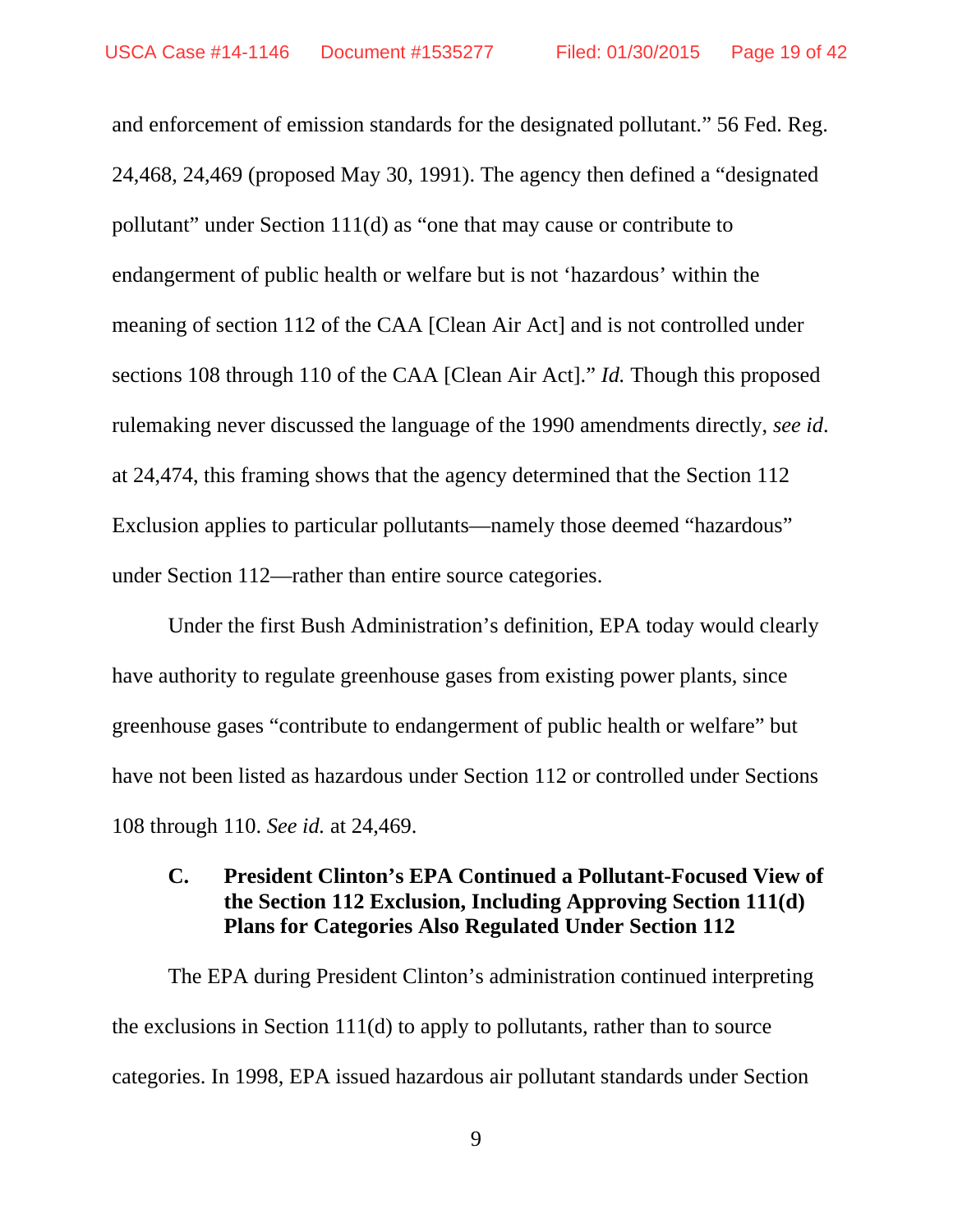and enforcement of emission standards for the designated pollutant." 56 Fed. Reg. 24,468, 24,469 (proposed May 30, 1991). The agency then defined a "designated pollutant" under Section 111(d) as "one that may cause or contribute to endangerment of public health or welfare but is not 'hazardous' within the meaning of section 112 of the CAA [Clean Air Act] and is not controlled under sections 108 through 110 of the CAA [Clean Air Act]." *Id.* Though this proposed rulemaking never discussed the language of the 1990 amendments directly, *see id*. at 24,474, this framing shows that the agency determined that the Section 112 Exclusion applies to particular pollutants—namely those deemed "hazardous" under Section 112—rather than entire source categories.

Under the first Bush Administration's definition, EPA today would clearly have authority to regulate greenhouse gases from existing power plants, since greenhouse gases "contribute to endangerment of public health or welfare" but have not been listed as hazardous under Section 112 or controlled under Sections 108 through 110. *See id.* at 24,469.

### C. President Clinton's EPA Continued a Pollutant-Focused View of the Section 112 Exclusion, Including Approving Section 111(d) Plans for Categories Also Regulated Under Section 112

The EPA during President Clinton's administration continued interpreting the exclusions in Section 111(d) to apply to pollutants, rather than to source categories. In 1998, EPA issued hazardous air pollutant standards under Section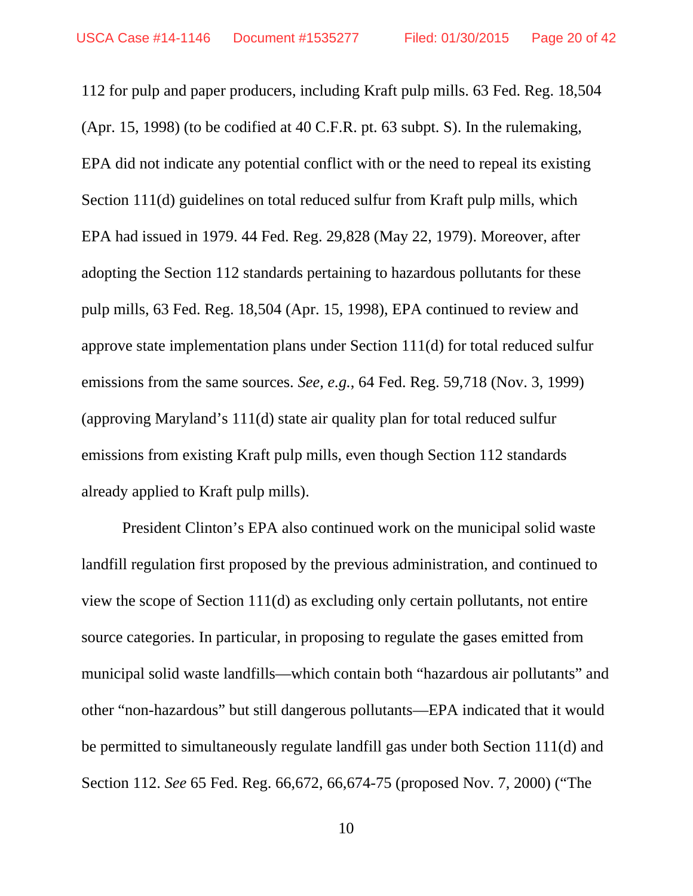112 for pulp and paper producers, including Kraft pulp mills. 63 Fed. Reg. 18,504 (Apr. 15, 1998) (to be codified at 40 C.F.R. pt. 63 subpt. S). In the rulemaking, EPA did not indicate any potential conflict with or the need to repeal its existing Section 111(d) guidelines on total reduced sulfur from Kraft pulp mills, which EPA had issued in 1979. 44 Fed. Reg. 29,828 (May 22, 1979). Moreover, after adopting the Section 112 standards pertaining to hazardous pollutants for these pulp mills, 63 Fed. Reg. 18,504 (Apr. 15, 1998), EPA continued to review and approve state implementation plans under Section 111(d) for total reduced sulfur emissions from the same sources. *See, e.g.*, 64 Fed. Reg. 59,718 (Nov. 3, 1999) (approving Maryland's 111(d) state air quality plan for total reduced sulfur emissions from existing Kraft pulp mills, even though Section 112 standards already applied to Kraft pulp mills).

President Clinton's EPA also continued work on the municipal solid waste landfill regulation first proposed by the previous administration, and continued to view the scope of Section 111(d) as excluding only certain pollutants, not entire source categories. In particular, in proposing to regulate the gases emitted from municipal solid waste landfills—which contain both "hazardous air pollutants" and other "non-hazardous" but still dangerous pollutants—EPA indicated that it would be permitted to simultaneously regulate landfill gas under both Section 111(d) and Section 112. *See* 65 Fed. Reg. 66,672, 66,674-75 (proposed Nov. 7, 2000) ("The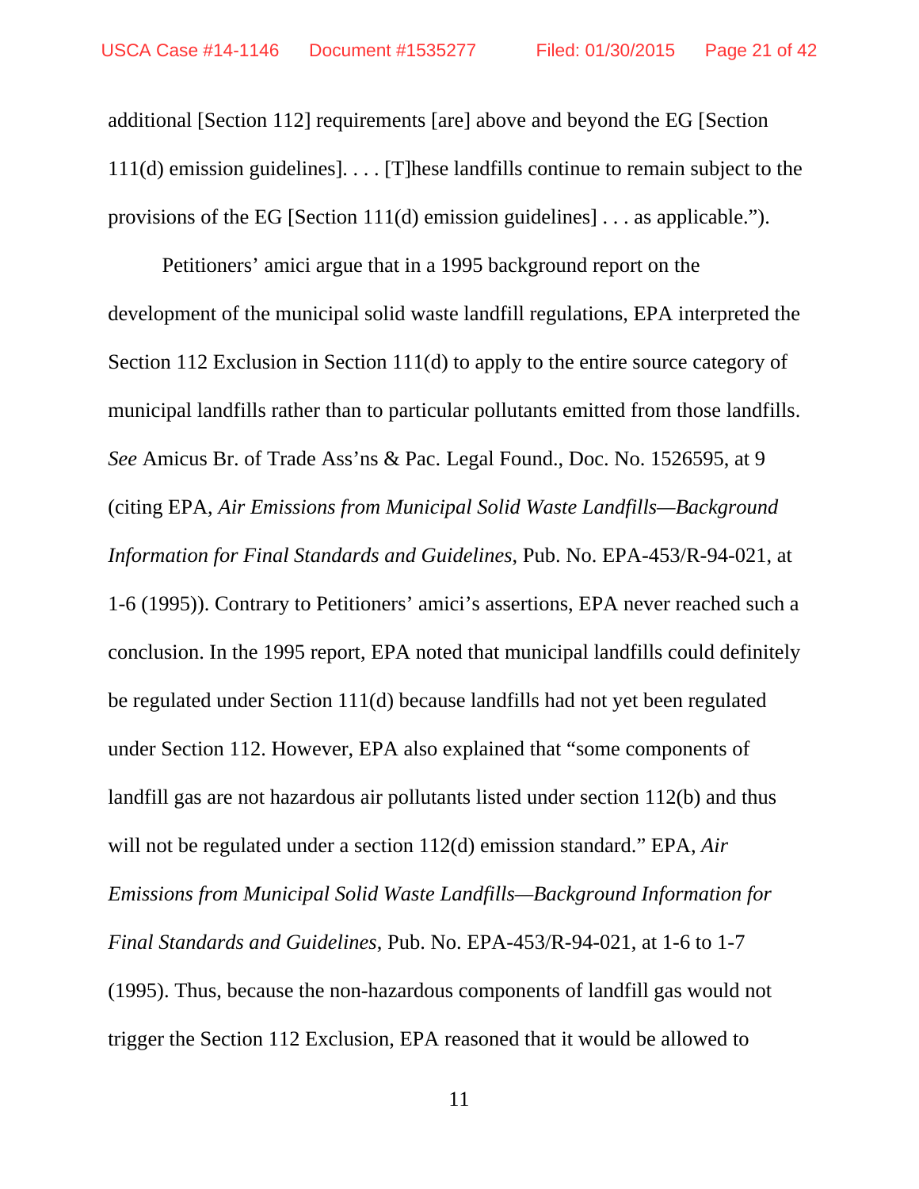additional [Section 112] requirements [are] above and beyond the EG [Section 111(d) emission guidelines]. . . . [T]hese landfills continue to remain subject to the provisions of the EG [Section 111(d) emission guidelines] . . . as applicable.").

Petitioners' amici argue that in a 1995 background report on the development of the municipal solid waste landfill regulations, EPA interpreted the Section 112 Exclusion in Section 111(d) to apply to the entire source category of municipal landfills rather than to particular pollutants emitted from those landfills. *See* Amicus Br. of Trade Ass'ns & Pac. Legal Found., Doc. No. 1526595, at 9 (citing EPA, *Air Emissions from Municipal Solid Waste Landfills—Background Information for Final Standards and Guidelines*, Pub. No. EPA-453/R-94-021, at 1-6 (1995)). Contrary to Petitioners' amici's assertions, EPA never reached such a conclusion. In the 1995 report, EPA noted that municipal landfills could definitely be regulated under Section 111(d) because landfills had not yet been regulated under Section 112. However, EPA also explained that "some components of landfill gas are not hazardous air pollutants listed under section 112(b) and thus will not be regulated under a section 112(d) emission standard." EPA, *Air Emissions from Municipal Solid Waste Landfills—Background Information for Final Standards and Guidelines*, Pub. No. EPA-453/R-94-021, at 1-6 to 1-7 (1995). Thus, because the non-hazardous components of landfill gas would not trigger the Section 112 Exclusion, EPA reasoned that it would be allowed to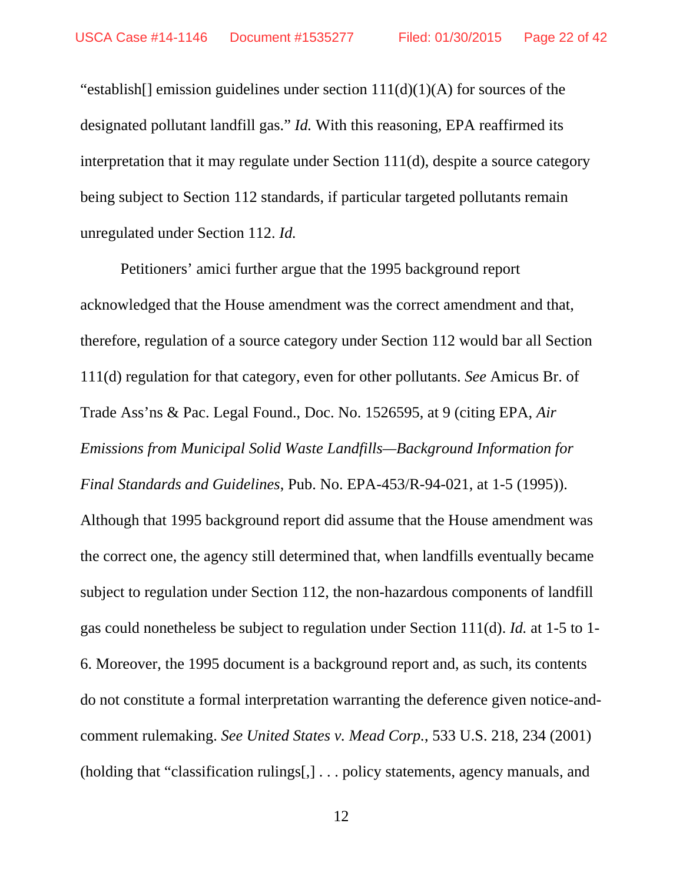"establish[] emission guidelines under section 111(d)(1)(A) for sources of the designated pollutant landfill gas." *Id.* With this reasoning, EPA reaffirmed its interpretation that it may regulate under Section 111(d), despite a source category being subject to Section 112 standards, if particular targeted pollutants remain unregulated under Section 112. *Id.*

Petitioners' amici further argue that the 1995 background report acknowledged that the House amendment was the correct amendment and that, therefore, regulation of a source category under Section 112 would bar all Section 111(d) regulation for that category, even for other pollutants. *See* Amicus Br. of Trade Ass'ns & Pac. Legal Found., Doc. No. 1526595, at 9 (citing EPA, *Air Emissions from Municipal Solid Waste Landfills—Background Information for Final Standards and Guidelines*, Pub. No. EPA-453/R-94-021, at 1-5 (1995)). Although that 1995 background report did assume that the House amendment was the correct one, the agency still determined that, when landfills eventually became subject to regulation under Section 112, the non-hazardous components of landfill gas could nonetheless be subject to regulation under Section 111(d). *Id.* at 1-5 to 1-6. Moreover, the 1995 document is a background report and, as such, its contents do not constitute a formal interpretation warranting the deference given notice-and-comment rulemaking. *See United States v. Mead Corp.*, 533 U.S. 218, 234 (2001) (holding that "classification rulings[,] . . . policy statements, agency manuals, and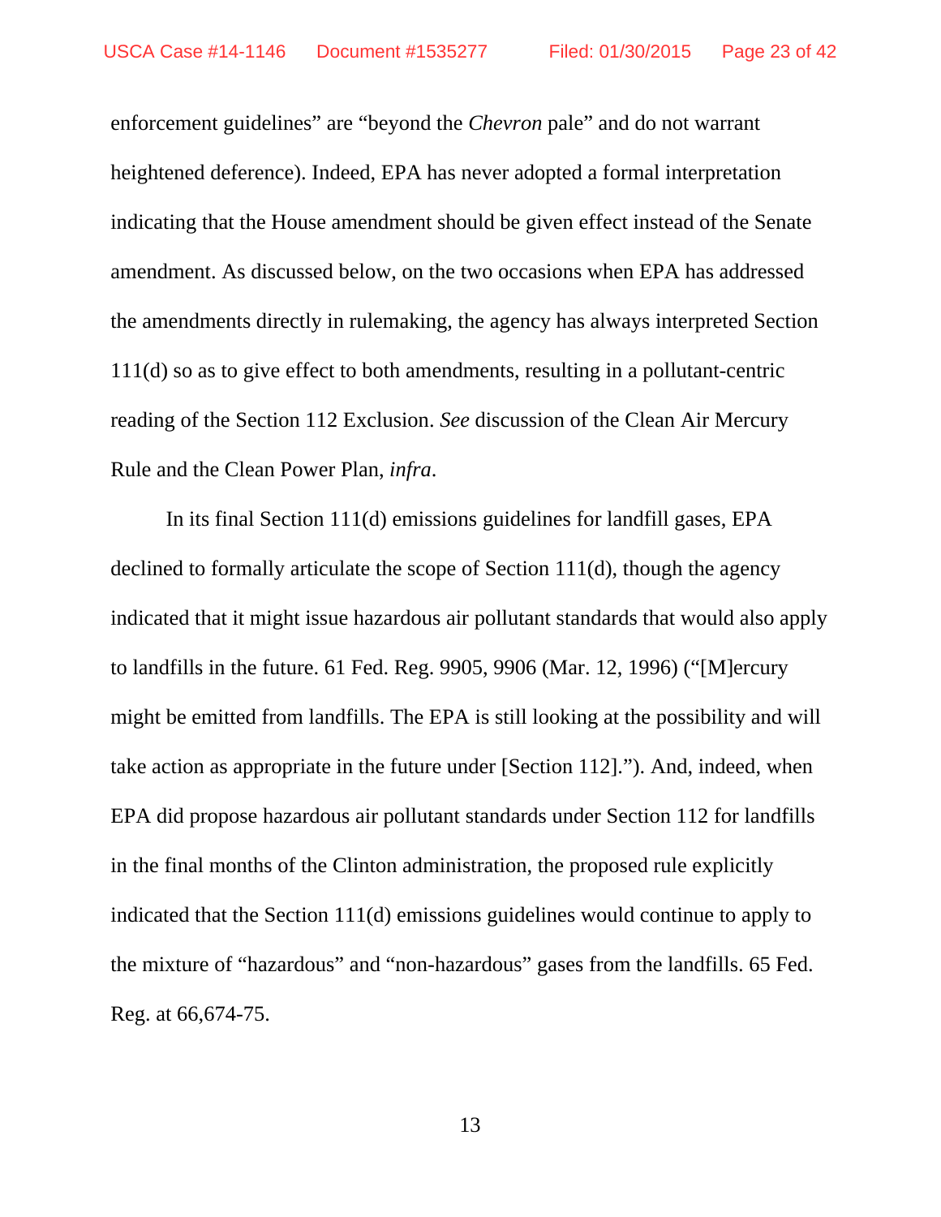enforcement guidelines" are "beyond the *Chevron* pale" and do not warrant heightened deference). Indeed, EPA has never adopted a formal interpretation indicating that the House amendment should be given effect instead of the Senate amendment. As discussed below, on the two occasions when EPA has addressed the amendments directly in rulemaking, the agency has always interpreted Section 111(d) so as to give effect to both amendments, resulting in a pollutant-centric reading of the Section 112 Exclusion. *See* discussion of the Clean Air Mercury Rule and the Clean Power Plan, *infra*.

In its final Section 111(d) emissions guidelines for landfill gases, EPA declined to formally articulate the scope of Section 111(d), though the agency indicated that it might issue hazardous air pollutant standards that would also apply to landfills in the future. 61 Fed. Reg. 9905, 9906 (Mar. 12, 1996) ("[M]ercury might be emitted from landfills. The EPA is still looking at the possibility and will take action as appropriate in the future under [Section 112]."). And, indeed, when EPA did propose hazardous air pollutant standards under Section 112 for landfills in the final months of the Clinton administration, the proposed rule explicitly indicated that the Section 111(d) emissions guidelines would continue to apply to the mixture of "hazardous" and "non-hazardous" gases from the landfills. 65 Fed. Reg. at 66,674-75.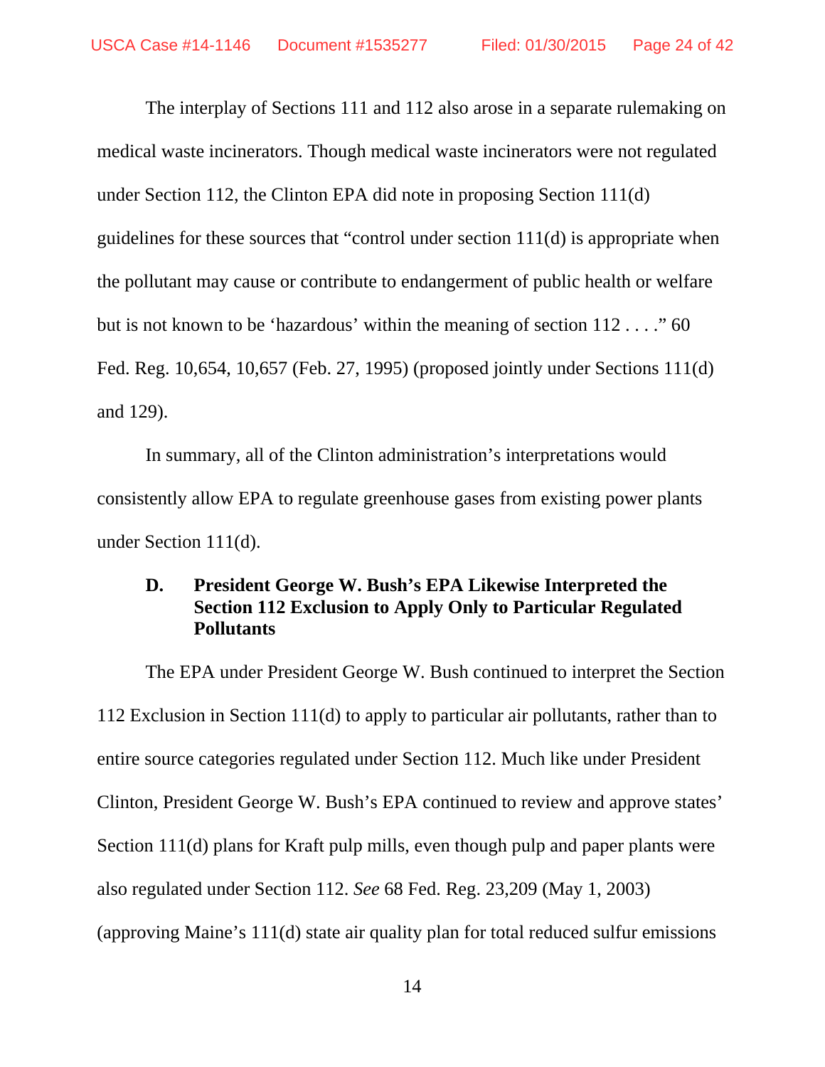The interplay of Sections 111 and 112 also arose in a separate rulemaking on medical waste incinerators. Though medical waste incinerators were not regulated under Section 112, the Clinton EPA did note in proposing Section 111(d) guidelines for these sources that "control under section 111(d) is appropriate when the pollutant may cause or contribute to endangerment of public health or welfare but is not known to be 'hazardous' within the meaning of section 112 . . . ." 60 Fed. Reg. 10,654, 10,657 (Feb. 27, 1995) (proposed jointly under Sections 111(d) and 129).

In summary, all of the Clinton administration's interpretations would consistently allow EPA to regulate greenhouse gases from existing power plants under Section 111(d).

### D. President George W. Bush's EPA Likewise Interpreted the Section 112 Exclusion to Apply Only to Particular Regulated Pollutants

The EPA under President George W. Bush continued to interpret the Section 112 Exclusion in Section 111(d) to apply to particular air pollutants, rather than to entire source categories regulated under Section 112. Much like under President Clinton, President George W. Bush's EPA continued to review and approve states' Section 111(d) plans for Kraft pulp mills, even though pulp and paper plants were also regulated under Section 112. *See* 68 Fed. Reg. 23,209 (May 1, 2003) (approving Maine's 111(d) state air quality plan for total reduced sulfur emissions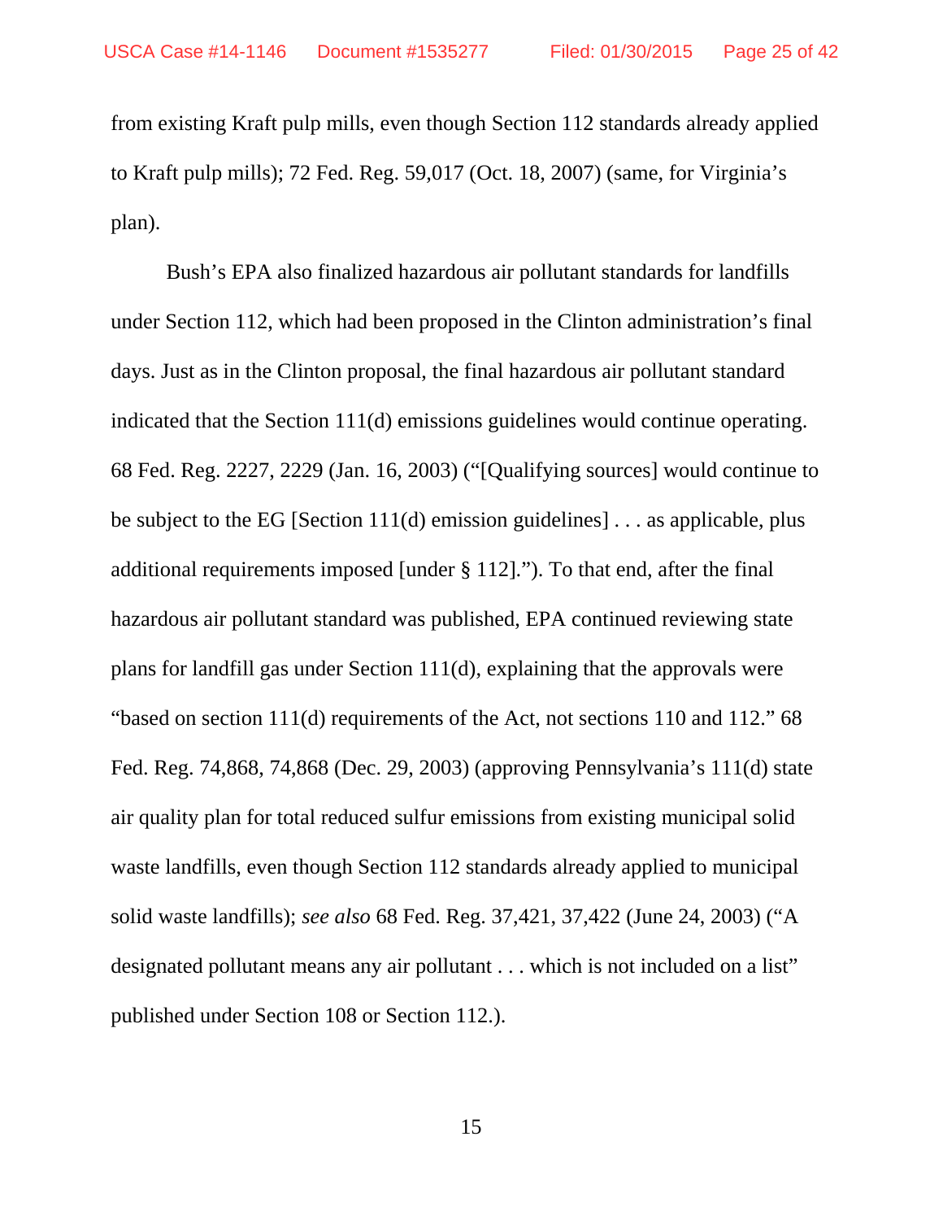from existing Kraft pulp mills, even though Section 112 standards already applied to Kraft pulp mills); 72 Fed. Reg. 59,017 (Oct. 18, 2007) (same, for Virginia's plan).

Bush's EPA also finalized hazardous air pollutant standards for landfills under Section 112, which had been proposed in the Clinton administration's final days. Just as in the Clinton proposal, the final hazardous air pollutant standard indicated that the Section 111(d) emissions guidelines would continue operating. 68 Fed. Reg. 2227, 2229 (Jan. 16, 2003) ("[Qualifying sources] would continue to be subject to the EG [Section 111(d) emission guidelines] . . . as applicable, plus additional requirements imposed [under § 112]."). To that end, after the final hazardous air pollutant standard was published, EPA continued reviewing state plans for landfill gas under Section 111(d), explaining that the approvals were "based on section 111(d) requirements of the Act, not sections 110 and 112." 68 Fed. Reg. 74,868, 74,868 (Dec. 29, 2003) (approving Pennsylvania's 111(d) state air quality plan for total reduced sulfur emissions from existing municipal solid waste landfills, even though Section 112 standards already applied to municipal solid waste landfills); *see also* 68 Fed. Reg. 37,421, 37,422 (June 24, 2003) ("A designated pollutant means any air pollutant . . . which is not included on a list" published under Section 108 or Section 112.).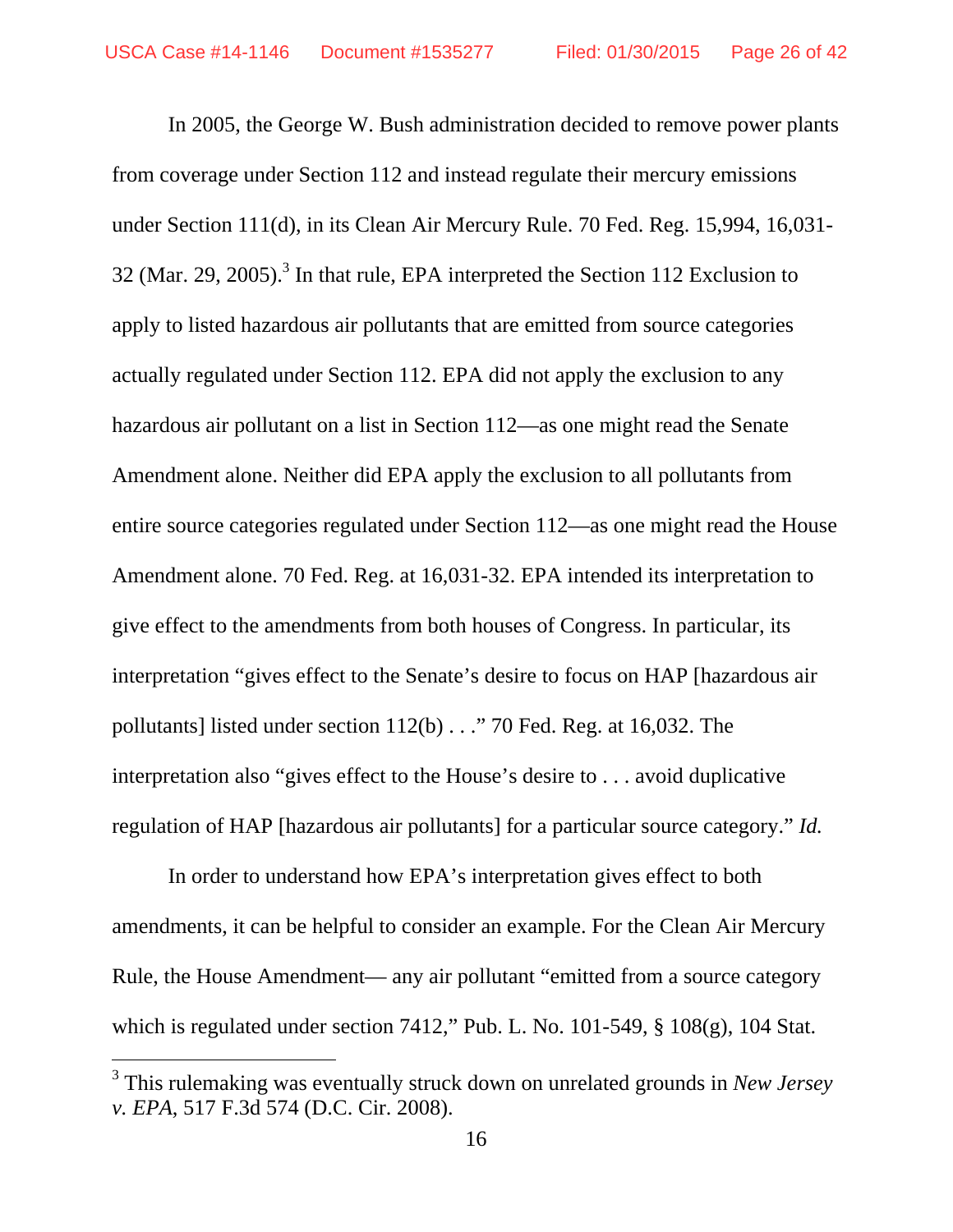In 2005, the George W. Bush administration decided to remove power plants from coverage under Section 112 and instead regulate their mercury emissions under Section 111(d), in its Clean Air Mercury Rule. 70 Fed. Reg. 15,994, 16,031-32 (Mar. 29, 2005).[3] In that rule, EPA interpreted the Section 112 Exclusion to apply to listed hazardous air pollutants that are emitted from source categories actually regulated under Section 112. EPA did not apply the exclusion to any hazardous air pollutant on a list in Section 112—as one might read the Senate Amendment alone. Neither did EPA apply the exclusion to all pollutants from entire source categories regulated under Section 112—as one might read the House Amendment alone. 70 Fed. Reg. at 16,031-32. EPA intended its interpretation to give effect to the amendments from both houses of Congress. In particular, its interpretation "gives effect to the Senate's desire to focus on HAP [hazardous air pollutants] listed under section 112(b) . . ." 70 Fed. Reg. at 16,032. The interpretation also "gives effect to the House's desire to . . . avoid duplicative regulation of HAP [hazardous air pollutants] for a particular source category." *Id.*

In order to understand how EPA's interpretation gives effect to both amendments, it can be helpful to consider an example. For the Clean Air Mercury Rule, the House Amendment— any air pollutant "emitted from a source category which is regulated under section 7412," Pub. L. No. 101-549, § 108(g), 104 Stat.

[3] This rulemaking was eventually struck down on unrelated grounds in *New Jersey v. EPA*, 517 F.3d 574 (D.C. Cir. 2008).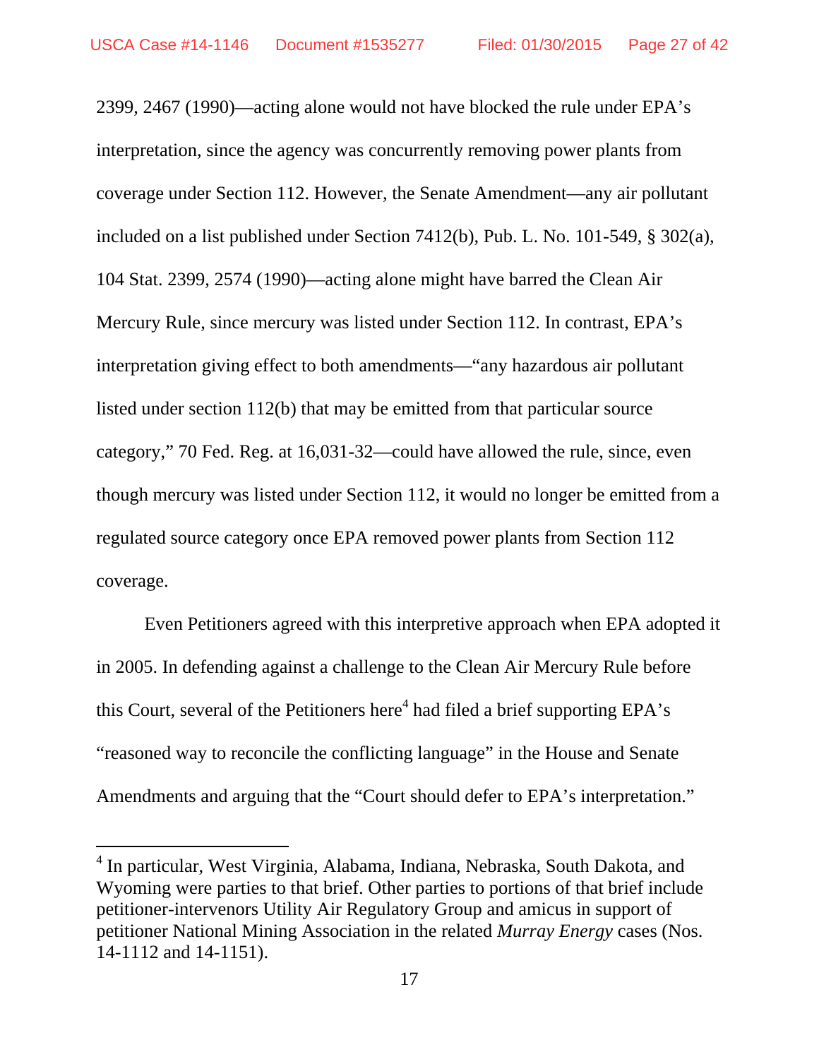2399, 2467 (1990)—acting alone would not have blocked the rule under EPA's interpretation, since the agency was concurrently removing power plants from coverage under Section 112. However, the Senate Amendment—any air pollutant included on a list published under Section 7412(b), Pub. L. No. 101-549, § 302(a), 104 Stat. 2399, 2574 (1990)—acting alone might have barred the Clean Air Mercury Rule, since mercury was listed under Section 112. In contrast, EPA's interpretation giving effect to both amendments—"any hazardous air pollutant listed under section 112(b) that may be emitted from that particular source category," 70 Fed. Reg. at 16,031-32—could have allowed the rule, since, even though mercury was listed under Section 112, it would no longer be emitted from a regulated source category once EPA removed power plants from Section 112 coverage.

Even Petitioners agreed with this interpretive approach when EPA adopted it in 2005. In defending against a challenge to the Clean Air Mercury Rule before this Court, several of the Petitioners here[4] had filed a brief supporting EPA's "reasoned way to reconcile the conflicting language" in the House and Senate Amendments and arguing that the "Court should defer to EPA's interpretation."

---

[4] In particular, West Virginia, Alabama, Indiana, Nebraska, South Dakota, and Wyoming were parties to that brief. Other parties to portions of that brief include petitioner-intervenors Utility Air Regulatory Group and amicus in support of petitioner National Mining Association in the related *Murray Energy* cases (Nos. 14-1112 and 14-1151).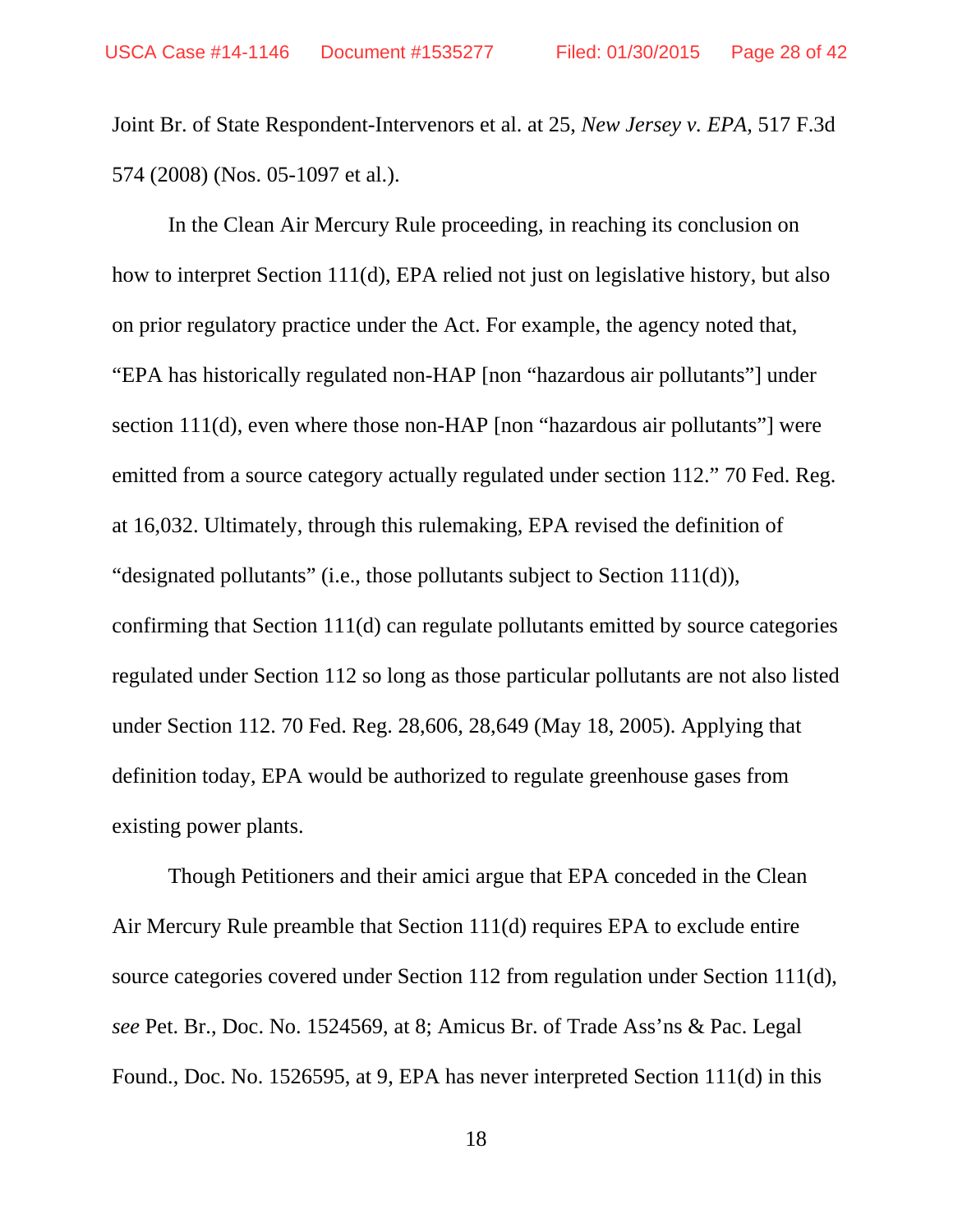Joint Br. of State Respondent-Intervenors et al. at 25, *New Jersey v. EPA*, 517 F.3d 574 (2008) (Nos. 05-1097 et al.).

In the Clean Air Mercury Rule proceeding, in reaching its conclusion on how to interpret Section 111(d), EPA relied not just on legislative history, but also on prior regulatory practice under the Act. For example, the agency noted that, "EPA has historically regulated non-HAP [non "hazardous air pollutants"] under section 111(d), even where those non-HAP [non "hazardous air pollutants"] were emitted from a source category actually regulated under section 112." 70 Fed. Reg. at 16,032. Ultimately, through this rulemaking, EPA revised the definition of "designated pollutants" (i.e., those pollutants subject to Section 111(d)), confirming that Section 111(d) can regulate pollutants emitted by source categories regulated under Section 112 so long as those particular pollutants are not also listed under Section 112. 70 Fed. Reg. 28,606, 28,649 (May 18, 2005). Applying that definition today, EPA would be authorized to regulate greenhouse gases from existing power plants.

Though Petitioners and their amici argue that EPA conceded in the Clean Air Mercury Rule preamble that Section 111(d) requires EPA to exclude entire source categories covered under Section 112 from regulation under Section 111(d), *see* Pet. Br., Doc. No. 1524569, at 8; Amicus Br. of Trade Ass'ns & Pac. Legal Found., Doc. No. 1526595, at 9, EPA has never interpreted Section 111(d) in this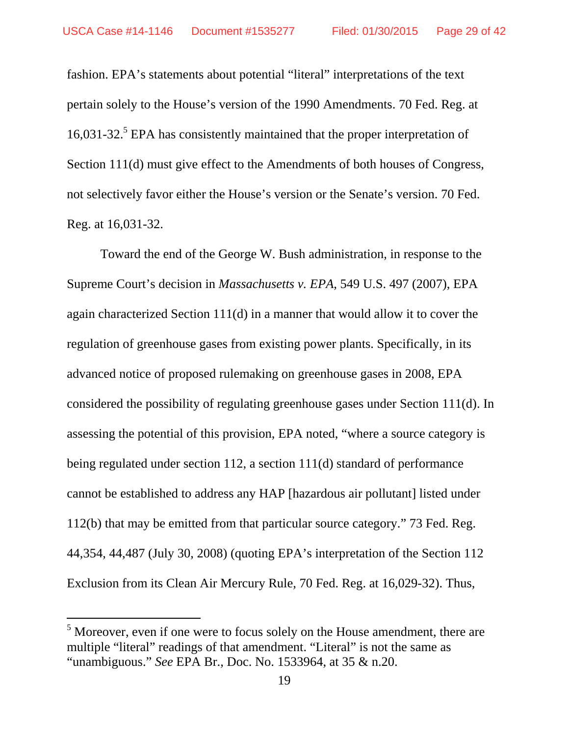fashion. EPA's statements about potential "literal" interpretations of the text pertain solely to the House's version of the 1990 Amendments. 70 Fed. Reg. at 16,031-32.[5] EPA has consistently maintained that the proper interpretation of Section 111(d) must give effect to the Amendments of both houses of Congress, not selectively favor either the House's version or the Senate's version. 70 Fed. Reg. at 16,031-32.

Toward the end of the George W. Bush administration, in response to the Supreme Court's decision in *Massachusetts v. EPA*, 549 U.S. 497 (2007), EPA again characterized Section 111(d) in a manner that would allow it to cover the regulation of greenhouse gases from existing power plants. Specifically, in its advanced notice of proposed rulemaking on greenhouse gases in 2008, EPA considered the possibility of regulating greenhouse gases under Section 111(d). In assessing the potential of this provision, EPA noted, "where a source category is being regulated under section 112, a section 111(d) standard of performance cannot be established to address any HAP [hazardous air pollutant] listed under 112(b) that may be emitted from that particular source category." 73 Fed. Reg. 44,354, 44,487 (July 30, 2008) (quoting EPA's interpretation of the Section 112 Exclusion from its Clean Air Mercury Rule, 70 Fed. Reg. at 16,029-32). Thus,

---

[5] Moreover, even if one were to focus solely on the House amendment, there are multiple "literal" readings of that amendment. "Literal" is not the same as "unambiguous." *See* EPA Br., Doc. No. 1533964, at 35 & n.20.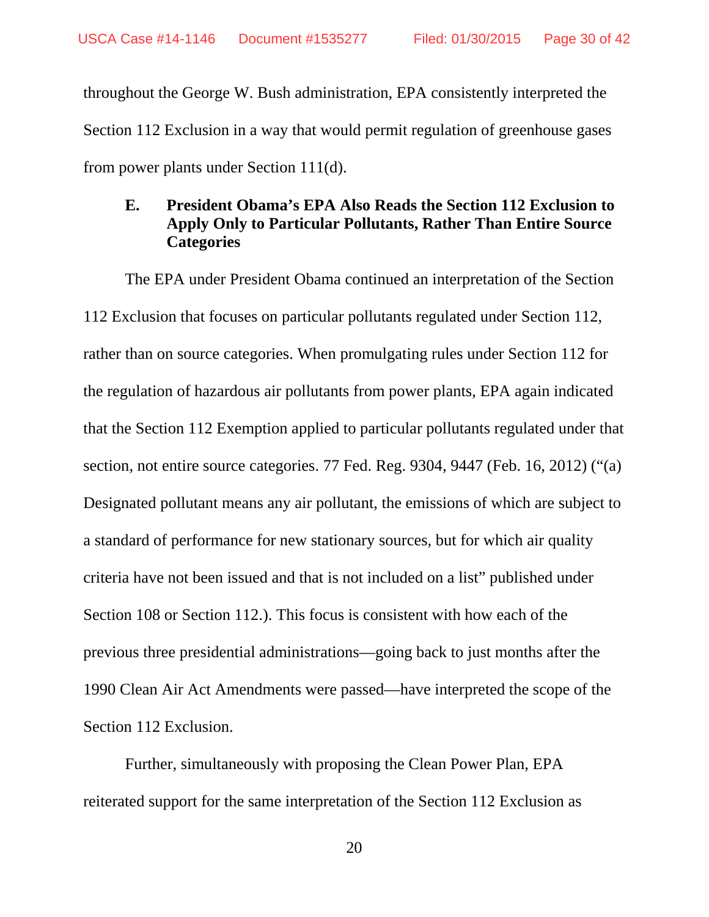throughout the George W. Bush administration, EPA consistently interpreted the Section 112 Exclusion in a way that would permit regulation of greenhouse gases from power plants under Section 111(d).

### E. President Obama's EPA Also Reads the Section 112 Exclusion to Apply Only to Particular Pollutants, Rather Than Entire Source Categories

The EPA under President Obama continued an interpretation of the Section 112 Exclusion that focuses on particular pollutants regulated under Section 112, rather than on source categories. When promulgating rules under Section 112 for the regulation of hazardous air pollutants from power plants, EPA again indicated that the Section 112 Exemption applied to particular pollutants regulated under that section, not entire source categories. 77 Fed. Reg. 9304, 9447 (Feb. 16, 2012) ("(a) Designated pollutant means any air pollutant, the emissions of which are subject to a standard of performance for new stationary sources, but for which air quality criteria have not been issued and that is not included on a list" published under Section 108 or Section 112.). This focus is consistent with how each of the previous three presidential administrations—going back to just months after the 1990 Clean Air Act Amendments were passed—have interpreted the scope of the Section 112 Exclusion.

Further, simultaneously with proposing the Clean Power Plan, EPA reiterated support for the same interpretation of the Section 112 Exclusion as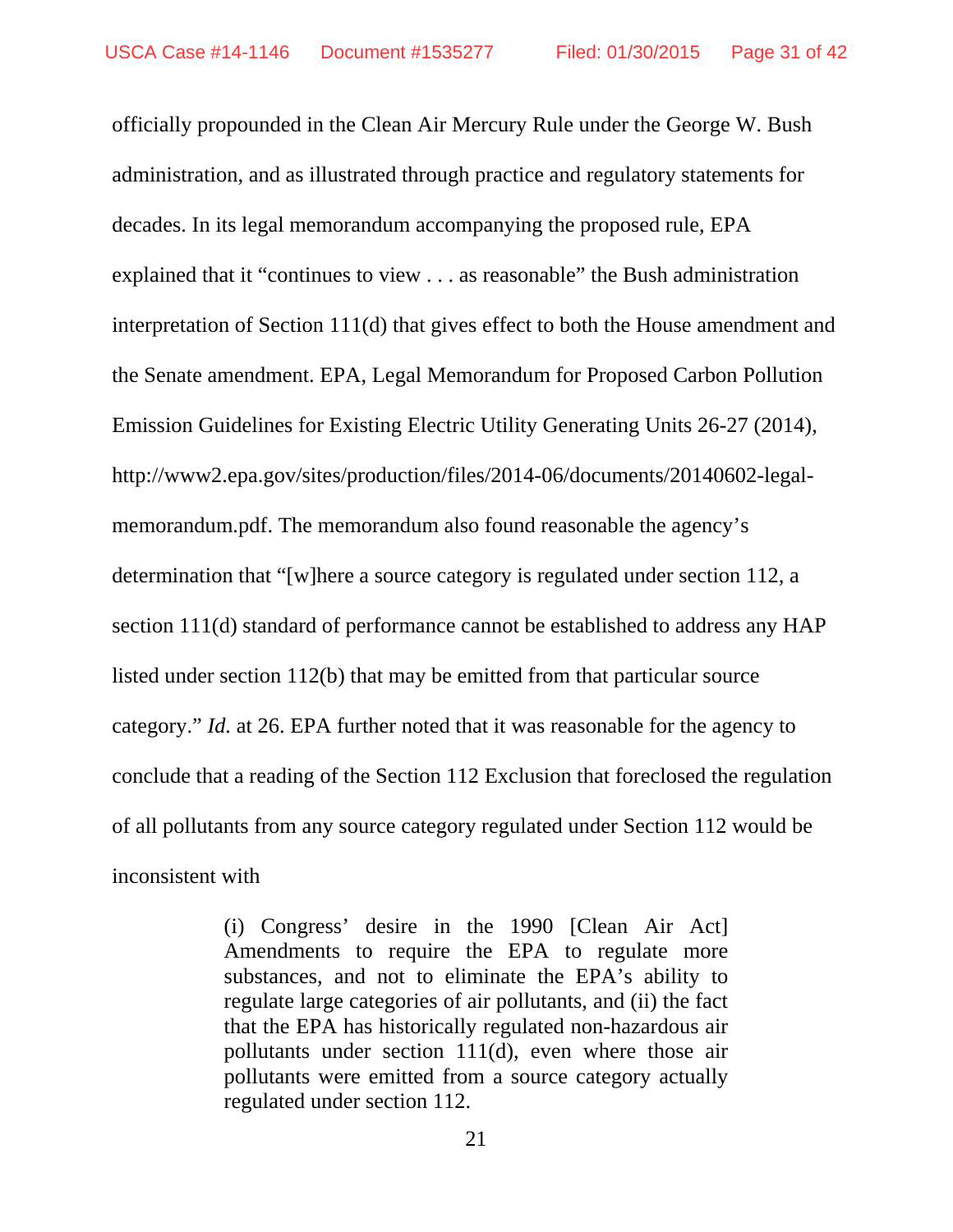officially propounded in the Clean Air Mercury Rule under the George W. Bush administration, and as illustrated through practice and regulatory statements for decades. In its legal memorandum accompanying the proposed rule, EPA explained that it "continues to view . . . as reasonable" the Bush administration interpretation of Section 111(d) that gives effect to both the House amendment and the Senate amendment. EPA, Legal Memorandum for Proposed Carbon Pollution Emission Guidelines for Existing Electric Utility Generating Units 26-27 (2014), http://www2.epa.gov/sites/production/files/2014-06/documents/20140602-legal-memorandum.pdf. The memorandum also found reasonable the agency's determination that "[w]here a source category is regulated under section 112, a section 111(d) standard of performance cannot be established to address any HAP listed under section 112(b) that may be emitted from that particular source category." *Id.* at 26. EPA further noted that it was reasonable for the agency to conclude that a reading of the Section 112 Exclusion that foreclosed the regulation of all pollutants from any source category regulated under Section 112 would be inconsistent with

> (i) Congress' desire in the 1990 [Clean Air Act] Amendments to require the EPA to regulate more substances, and not to eliminate the EPA's ability to regulate large categories of air pollutants, and (ii) the fact that the EPA has historically regulated non-hazardous air pollutants under section 111(d), even where those air pollutants were emitted from a source category actually regulated under section 112.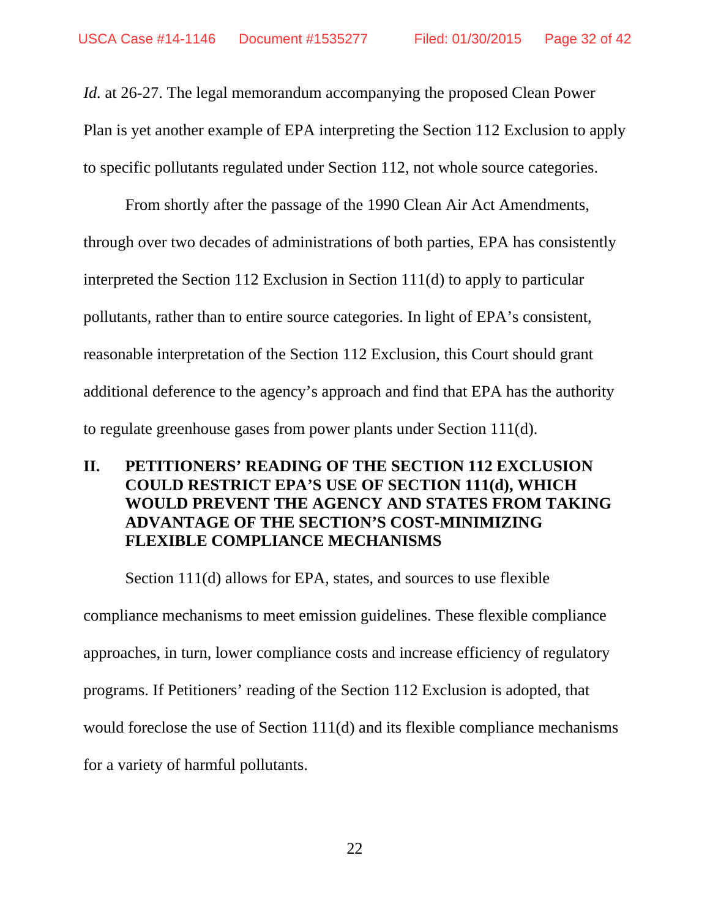*Id.* at 26-27. The legal memorandum accompanying the proposed Clean Power Plan is yet another example of EPA interpreting the Section 112 Exclusion to apply to specific pollutants regulated under Section 112, not whole source categories.

From shortly after the passage of the 1990 Clean Air Act Amendments, through over two decades of administrations of both parties, EPA has consistently interpreted the Section 112 Exclusion in Section 111(d) to apply to particular pollutants, rather than to entire source categories. In light of EPA's consistent, reasonable interpretation of the Section 112 Exclusion, this Court should grant additional deference to the agency's approach and find that EPA has the authority to regulate greenhouse gases from power plants under Section 111(d).

## II. PETITIONERS' READING OF THE SECTION 112 EXCLUSION COULD RESTRICT EPA'S USE OF SECTION 111(d), WHICH WOULD PREVENT THE AGENCY AND STATES FROM TAKING ADVANTAGE OF THE SECTION'S COST-MINIMIZING FLEXIBLE COMPLIANCE MECHANISMS

Section 111(d) allows for EPA, states, and sources to use flexible compliance mechanisms to meet emission guidelines. These flexible compliance approaches, in turn, lower compliance costs and increase efficiency of regulatory programs. If Petitioners' reading of the Section 112 Exclusion is adopted, that would foreclose the use of Section 111(d) and its flexible compliance mechanisms for a variety of harmful pollutants.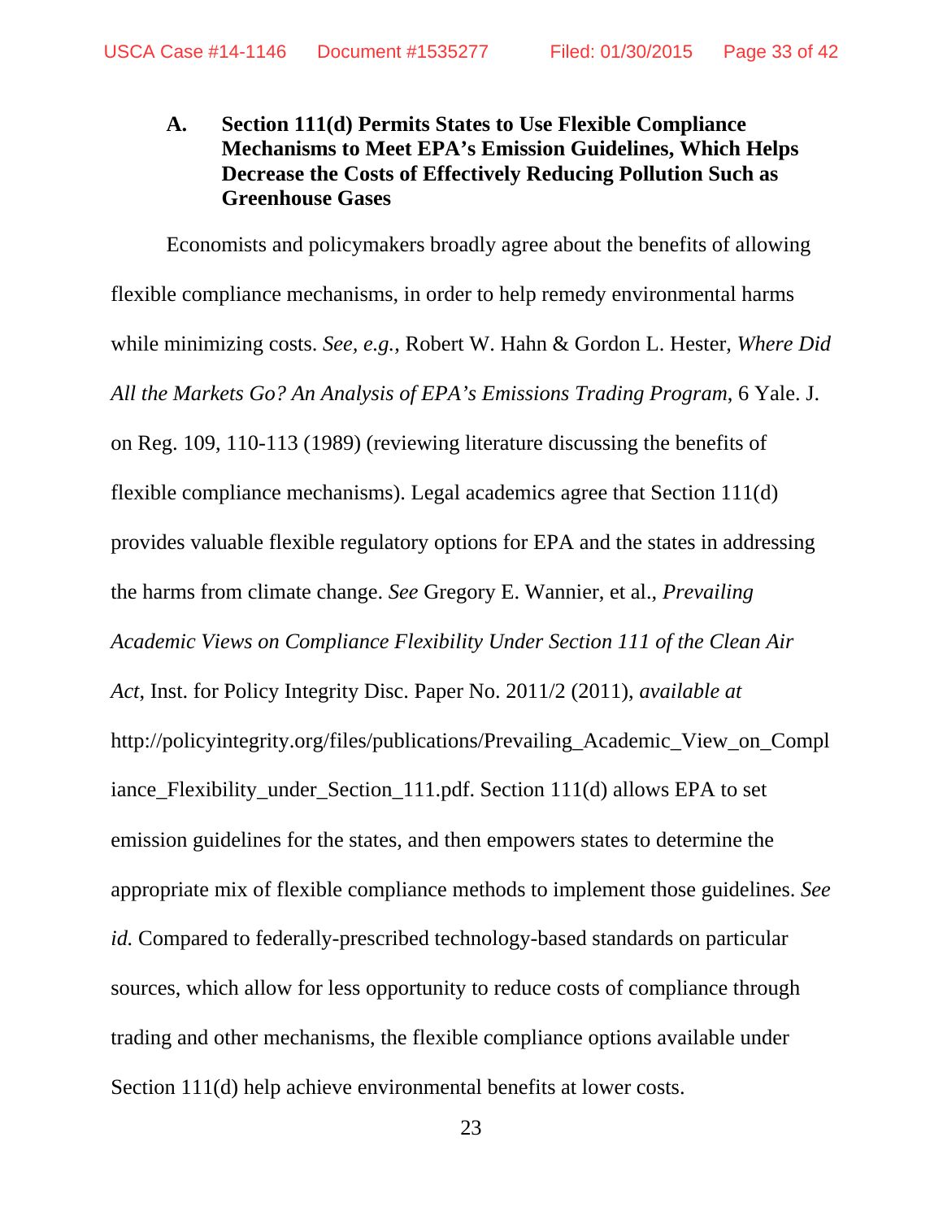### A. Section 111(d) Permits States to Use Flexible Compliance Mechanisms to Meet EPA's Emission Guidelines, Which Helps Decrease the Costs of Effectively Reducing Pollution Such as Greenhouse Gases

Economists and policymakers broadly agree about the benefits of allowing flexible compliance mechanisms, in order to help remedy environmental harms while minimizing costs. *See, e.g.*, Robert W. Hahn & Gordon L. Hester, *Where Did All the Markets Go? An Analysis of EPA's Emissions Trading Program*, 6 Yale. J. on Reg. 109, 110-113 (1989) (reviewing literature discussing the benefits of flexible compliance mechanisms). Legal academics agree that Section 111(d) provides valuable flexible regulatory options for EPA and the states in addressing the harms from climate change. *See* Gregory E. Wannier, et al., *Prevailing Academic Views on Compliance Flexibility Under Section 111 of the Clean Air Act*, Inst. for Policy Integrity Disc. Paper No. 2011/2 (2011), *available at* http://policyintegrity.org/files/publications/Prevailing_Academic_View_on_Compliance_Flexibility_under_Section_111.pdf. Section 111(d) allows EPA to set emission guidelines for the states, and then empowers states to determine the appropriate mix of flexible compliance methods to implement those guidelines. *See id.* Compared to federally-prescribed technology-based standards on particular sources, which allow for less opportunity to reduce costs of compliance through trading and other mechanisms, the flexible compliance options available under Section 111(d) help achieve environmental benefits at lower costs.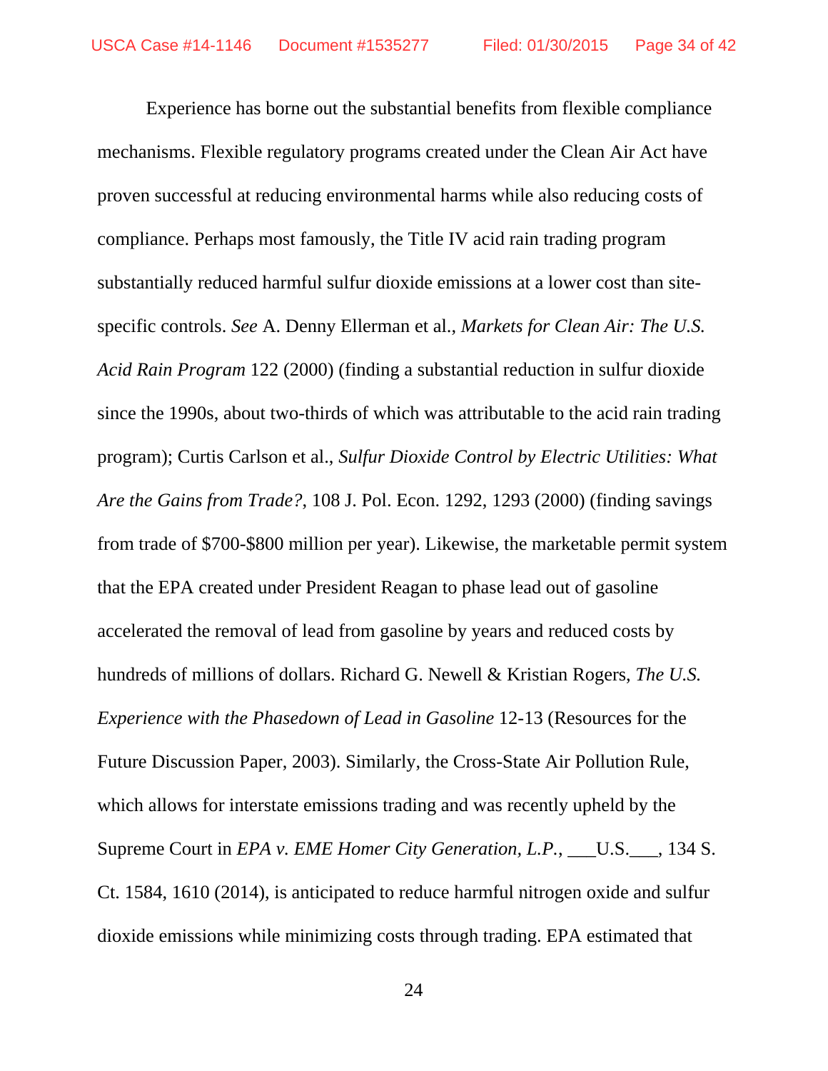Experience has borne out the substantial benefits from flexible compliance mechanisms. Flexible regulatory programs created under the Clean Air Act have proven successful at reducing environmental harms while also reducing costs of compliance. Perhaps most famously, the Title IV acid rain trading program substantially reduced harmful sulfur dioxide emissions at a lower cost than site-specific controls. *See* A. Denny Ellerman et al., *Markets for Clean Air: The U.S. Acid Rain Program* 122 (2000) (finding a substantial reduction in sulfur dioxide since the 1990s, about two-thirds of which was attributable to the acid rain trading program); Curtis Carlson et al., *Sulfur Dioxide Control by Electric Utilities: What Are the Gains from Trade?*, 108 J. Pol. Econ. 1292, 1293 (2000) (finding savings from trade of $700-$800 million per year). Likewise, the marketable permit system that the EPA created under President Reagan to phase lead out of gasoline accelerated the removal of lead from gasoline by years and reduced costs by hundreds of millions of dollars. Richard G. Newell & Kristian Rogers, *The U.S. Experience with the Phasedown of Lead in Gasoline* 12-13 (Resources for the Future Discussion Paper, 2003). Similarly, the Cross-State Air Pollution Rule, which allows for interstate emissions trading and was recently upheld by the Supreme Court in *EPA v. EME Homer City Generation, L.P.*, ___U.S.___, 134 S. Ct. 1584, 1610 (2014), is anticipated to reduce harmful nitrogen oxide and sulfur dioxide emissions while minimizing costs through trading. EPA estimated that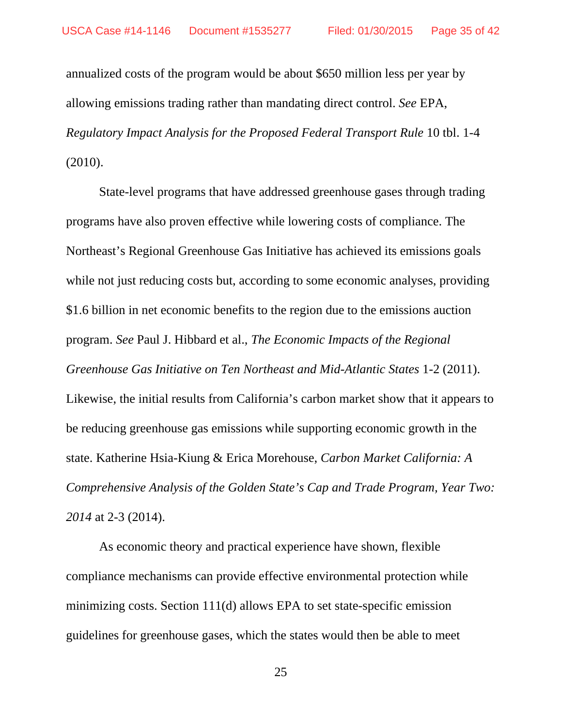annualized costs of the program would be about $650 million less per year by allowing emissions trading rather than mandating direct control. *See* EPA, *Regulatory Impact Analysis for the Proposed Federal Transport Rule* 10 tbl. 1-4 (2010).

State-level programs that have addressed greenhouse gases through trading programs have also proven effective while lowering costs of compliance. The Northeast's Regional Greenhouse Gas Initiative has achieved its emissions goals while not just reducing costs but, according to some economic analyses, providing $1.6 billion in net economic benefits to the region due to the emissions auction program. *See* Paul J. Hibbard et al., *The Economic Impacts of the Regional Greenhouse Gas Initiative on Ten Northeast and Mid-Atlantic States* 1-2 (2011). Likewise, the initial results from California's carbon market show that it appears to be reducing greenhouse gas emissions while supporting economic growth in the state. Katherine Hsia-Kiung & Erica Morehouse, *Carbon Market California: A Comprehensive Analysis of the Golden State's Cap and Trade Program, Year Two: 2014* at 2-3 (2014).

As economic theory and practical experience have shown, flexible compliance mechanisms can provide effective environmental protection while minimizing costs. Section 111(d) allows EPA to set state-specific emission guidelines for greenhouse gases, which the states would then be able to meet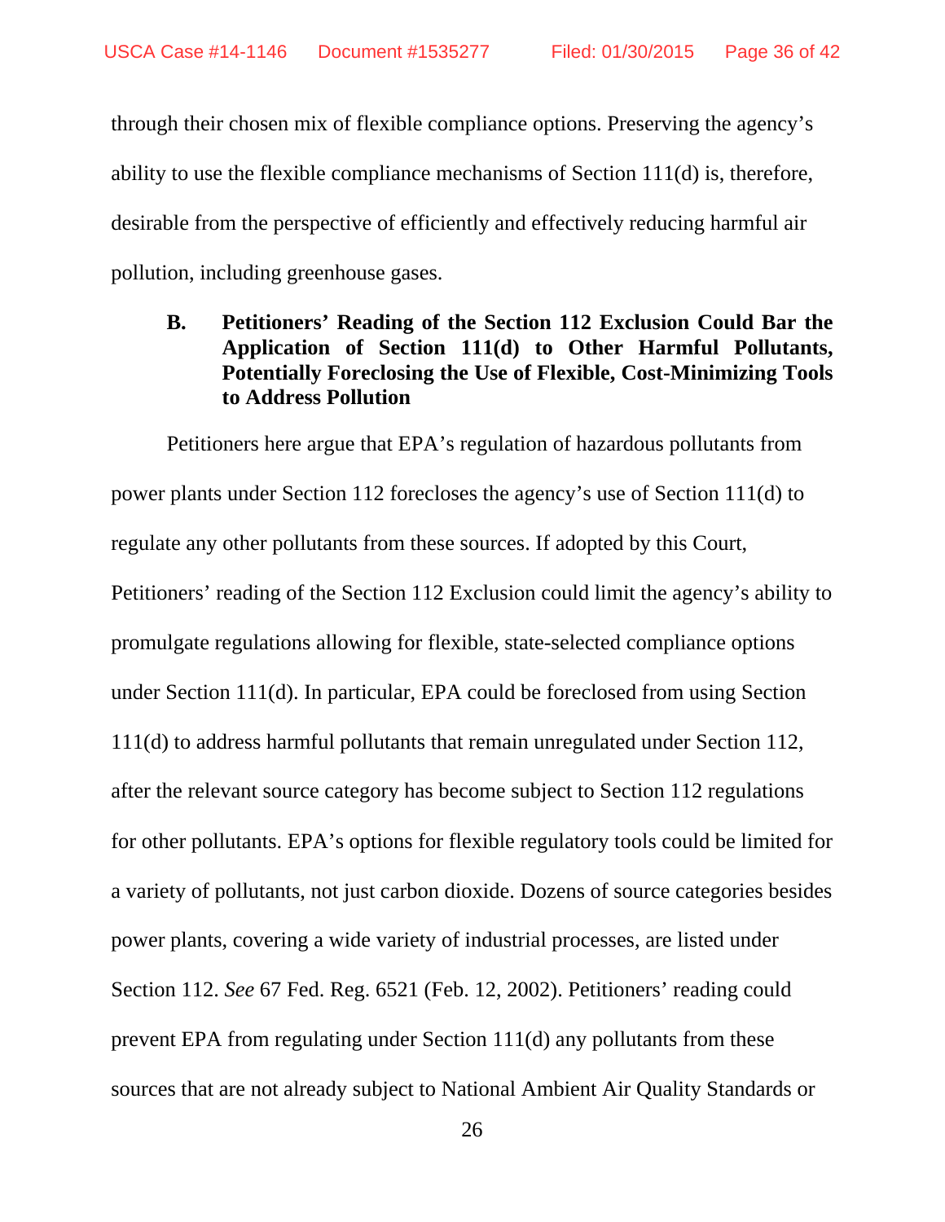through their chosen mix of flexible compliance options. Preserving the agency's ability to use the flexible compliance mechanisms of Section 111(d) is, therefore, desirable from the perspective of efficiently and effectively reducing harmful air pollution, including greenhouse gases.

### B. Petitioners' Reading of the Section 112 Exclusion Could Bar the Application of Section 111(d) to Other Harmful Pollutants, Potentially Foreclosing the Use of Flexible, Cost-Minimizing Tools to Address Pollution

Petitioners here argue that EPA's regulation of hazardous pollutants from power plants under Section 112 forecloses the agency's use of Section 111(d) to regulate any other pollutants from these sources. If adopted by this Court, Petitioners' reading of the Section 112 Exclusion could limit the agency's ability to promulgate regulations allowing for flexible, state-selected compliance options under Section 111(d). In particular, EPA could be foreclosed from using Section 111(d) to address harmful pollutants that remain unregulated under Section 112, after the relevant source category has become subject to Section 112 regulations for other pollutants. EPA's options for flexible regulatory tools could be limited for a variety of pollutants, not just carbon dioxide. Dozens of source categories besides power plants, covering a wide variety of industrial processes, are listed under Section 112. *See* 67 Fed. Reg. 6521 (Feb. 12, 2002). Petitioners' reading could prevent EPA from regulating under Section 111(d) any pollutants from these sources that are not already subject to National Ambient Air Quality Standards or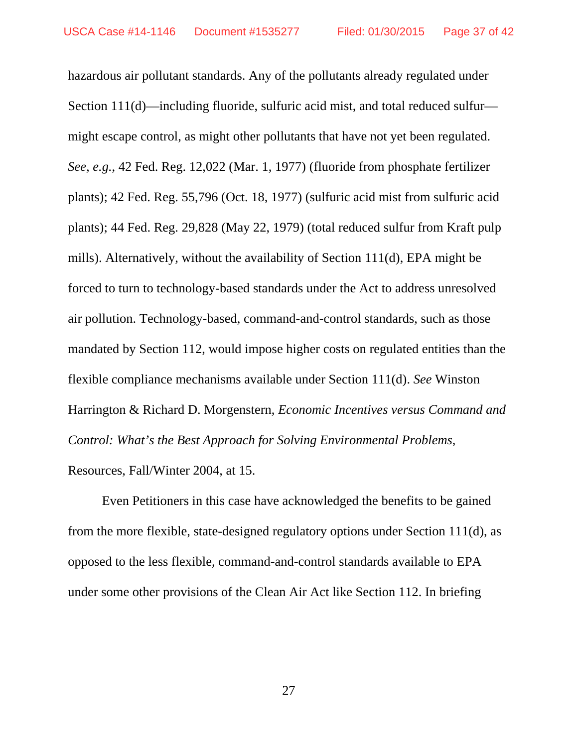hazardous air pollutant standards. Any of the pollutants already regulated under Section 111(d)—including fluoride, sulfuric acid mist, and total reduced sulfur—might escape control, as might other pollutants that have not yet been regulated. *See, e.g.*, 42 Fed. Reg. 12,022 (Mar. 1, 1977) (fluoride from phosphate fertilizer plants); 42 Fed. Reg. 55,796 (Oct. 18, 1977) (sulfuric acid mist from sulfuric acid plants); 44 Fed. Reg. 29,828 (May 22, 1979) (total reduced sulfur from Kraft pulp mills). Alternatively, without the availability of Section 111(d), EPA might be forced to turn to technology-based standards under the Act to address unresolved air pollution. Technology-based, command-and-control standards, such as those mandated by Section 112, would impose higher costs on regulated entities than the flexible compliance mechanisms available under Section 111(d). *See* Winston Harrington & Richard D. Morgenstern, *Economic Incentives versus Command and Control: What's the Best Approach for Solving Environmental Problems*, Resources, Fall/Winter 2004, at 15.

Even Petitioners in this case have acknowledged the benefits to be gained from the more flexible, state-designed regulatory options under Section 111(d), as opposed to the less flexible, command-and-control standards available to EPA under some other provisions of the Clean Air Act like Section 112. In briefing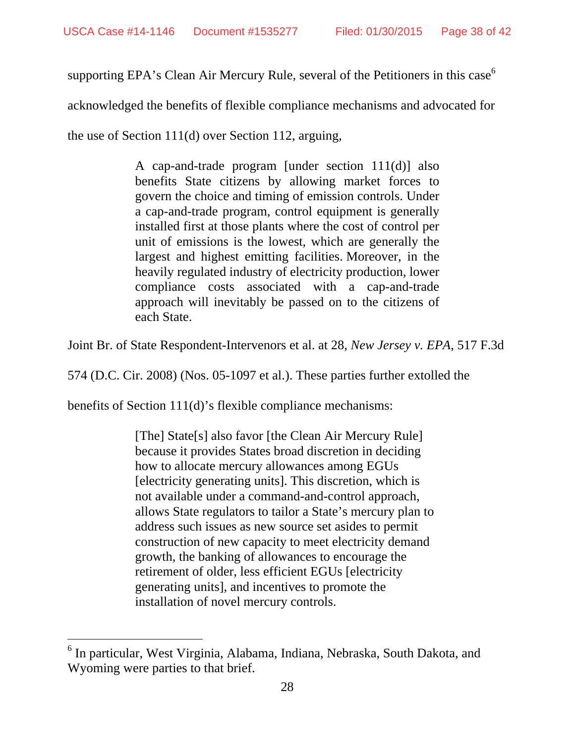supporting EPA's Clean Air Mercury Rule, several of the Petitioners in this case[6] acknowledged the benefits of flexible compliance mechanisms and advocated for the use of Section 111(d) over Section 112, arguing,

> A cap-and-trade program [under section 111(d)] also benefits State citizens by allowing market forces to govern the choice and timing of emission controls. Under a cap-and-trade program, control equipment is generally installed first at those plants where the cost of control per unit of emissions is the lowest, which are generally the largest and highest emitting facilities. Moreover, in the heavily regulated industry of electricity production, lower compliance costs associated with a cap-and-trade approach will inevitably be passed on to the citizens of each State.

Joint Br. of State Respondent-Intervenors et al. at 28, *New Jersey v. EPA*, 517 F.3d 574 (D.C. Cir. 2008) (Nos. 05-1097 et al.). These parties further extolled the benefits of Section 111(d)'s flexible compliance mechanisms:

> [The] State[s] also favor [the Clean Air Mercury Rule] because it provides States broad discretion in deciding how to allocate mercury allowances among EGUs [electricity generating units]. This discretion, which is not available under a command-and-control approach, allows State regulators to tailor a State's mercury plan to address such issues as new source set asides to permit construction of new capacity to meet electricity demand growth, the banking of allowances to encourage the retirement of older, less efficient EGUs [electricity generating units], and incentives to promote the installation of novel mercury controls.

---

[6] In particular, West Virginia, Alabama, Indiana, Nebraska, South Dakota, and Wyoming were parties to that brief.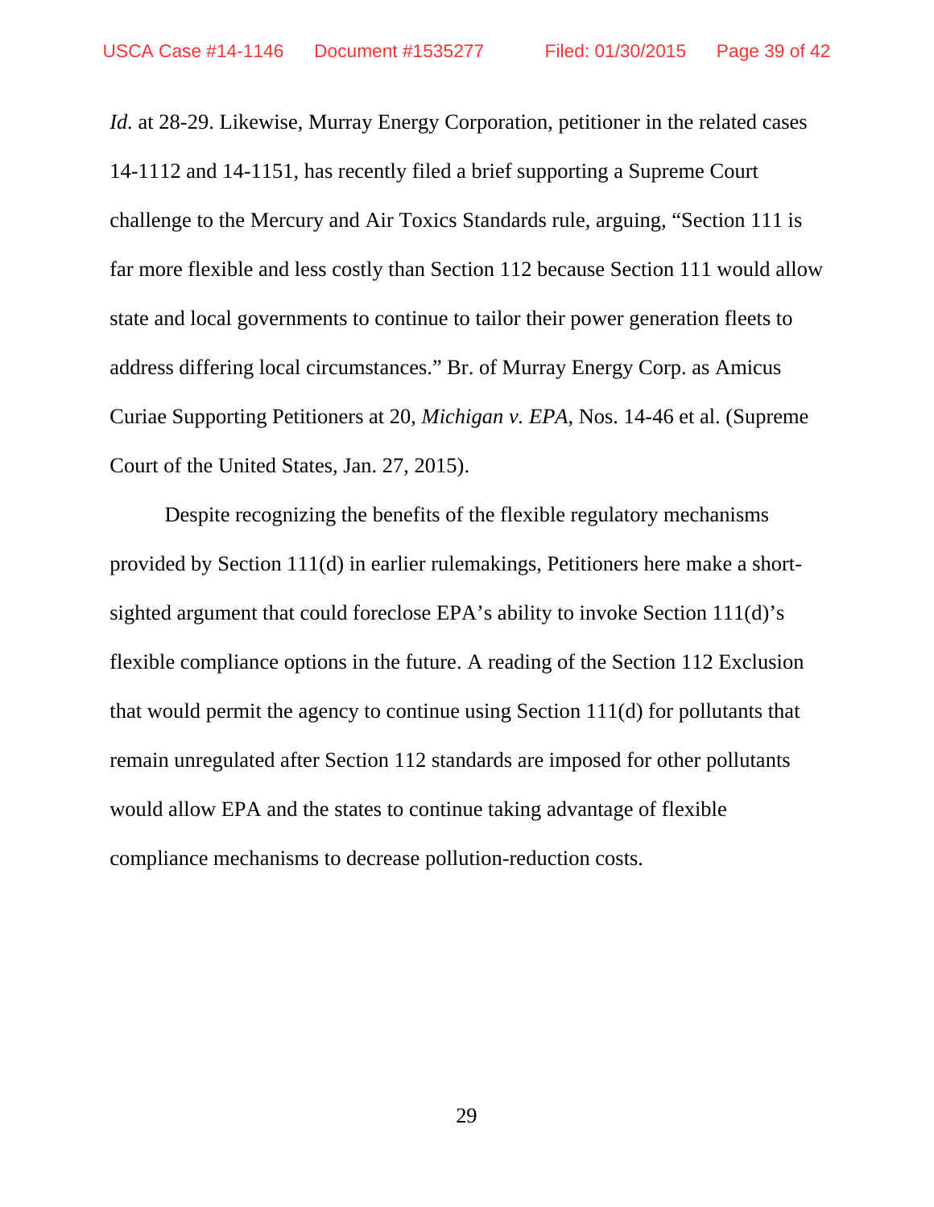*Id.* at 28-29. Likewise, Murray Energy Corporation, petitioner in the related cases 14-1112 and 14-1151, has recently filed a brief supporting a Supreme Court challenge to the Mercury and Air Toxics Standards rule, arguing, "Section 111 is far more flexible and less costly than Section 112 because Section 111 would allow state and local governments to continue to tailor their power generation fleets to address differing local circumstances." Br. of Murray Energy Corp. as Amicus Curiae Supporting Petitioners at 20, *Michigan v. EPA*, Nos. 14-46 et al. (Supreme Court of the United States, Jan. 27, 2015).

Despite recognizing the benefits of the flexible regulatory mechanisms provided by Section 111(d) in earlier rulemakings, Petitioners here make a short-sighted argument that could foreclose EPA's ability to invoke Section 111(d)'s flexible compliance options in the future. A reading of the Section 112 Exclusion that would permit the agency to continue using Section 111(d) for pollutants that remain unregulated after Section 112 standards are imposed for other pollutants would allow EPA and the states to continue taking advantage of flexible compliance mechanisms to decrease pollution-reduction costs.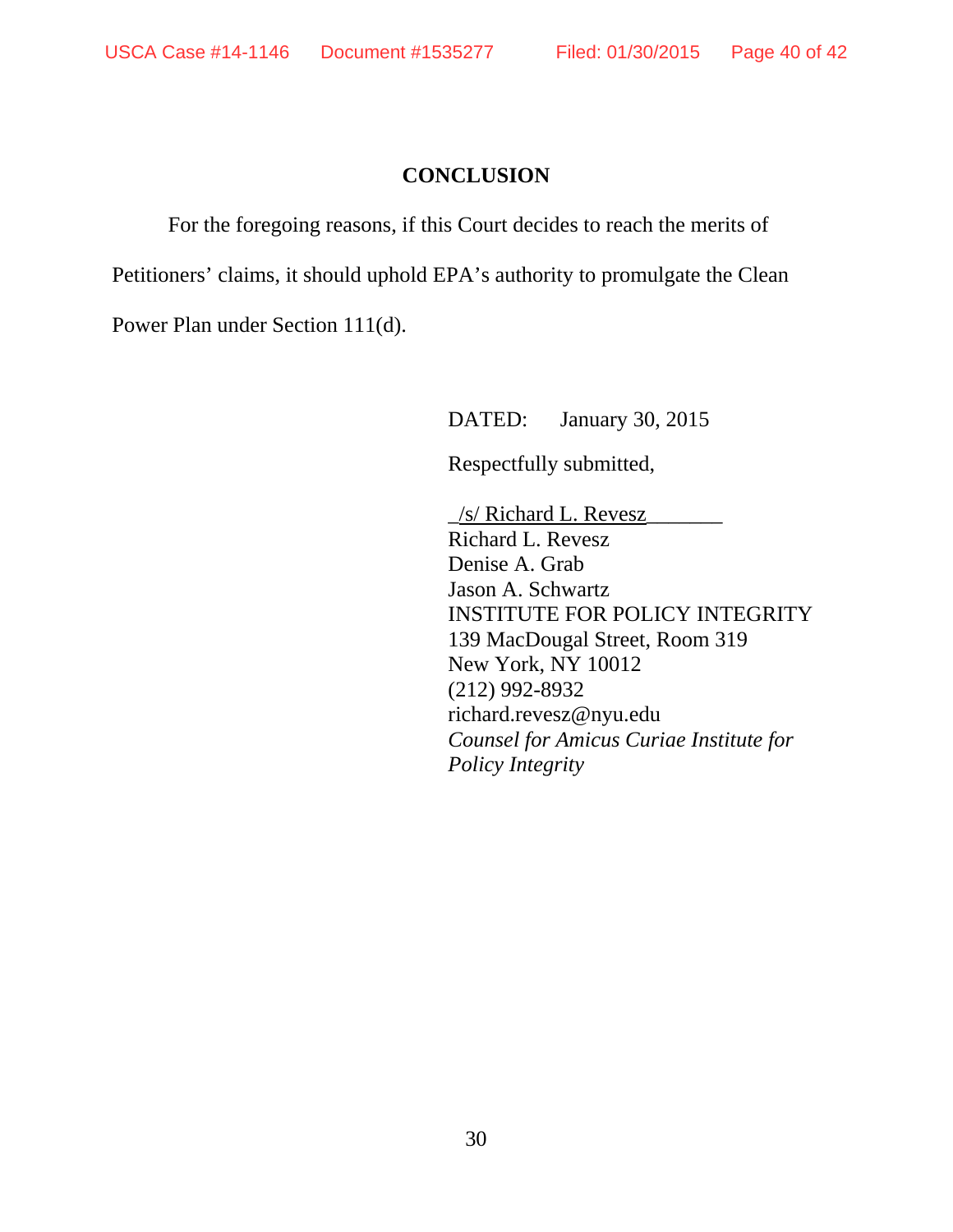## CONCLUSION

For the foregoing reasons, if this Court decides to reach the merits of Petitioners' claims, it should uphold EPA's authority to promulgate the Clean Power Plan under Section 111(d).

DATED: January 30, 2015

Respectfully submitted,

/s/ Richard L. Revesz
Richard L. Revesz
Denise A. Grab
Jason A. Schwartz
INSTITUTE FOR POLICY INTEGRITY
139 MacDougal Street, Room 319
New York, NY 10012
(212) 992-8932
richard.revesz@nyu.edu
*Counsel for Amicus Curiae Institute for Policy Integrity*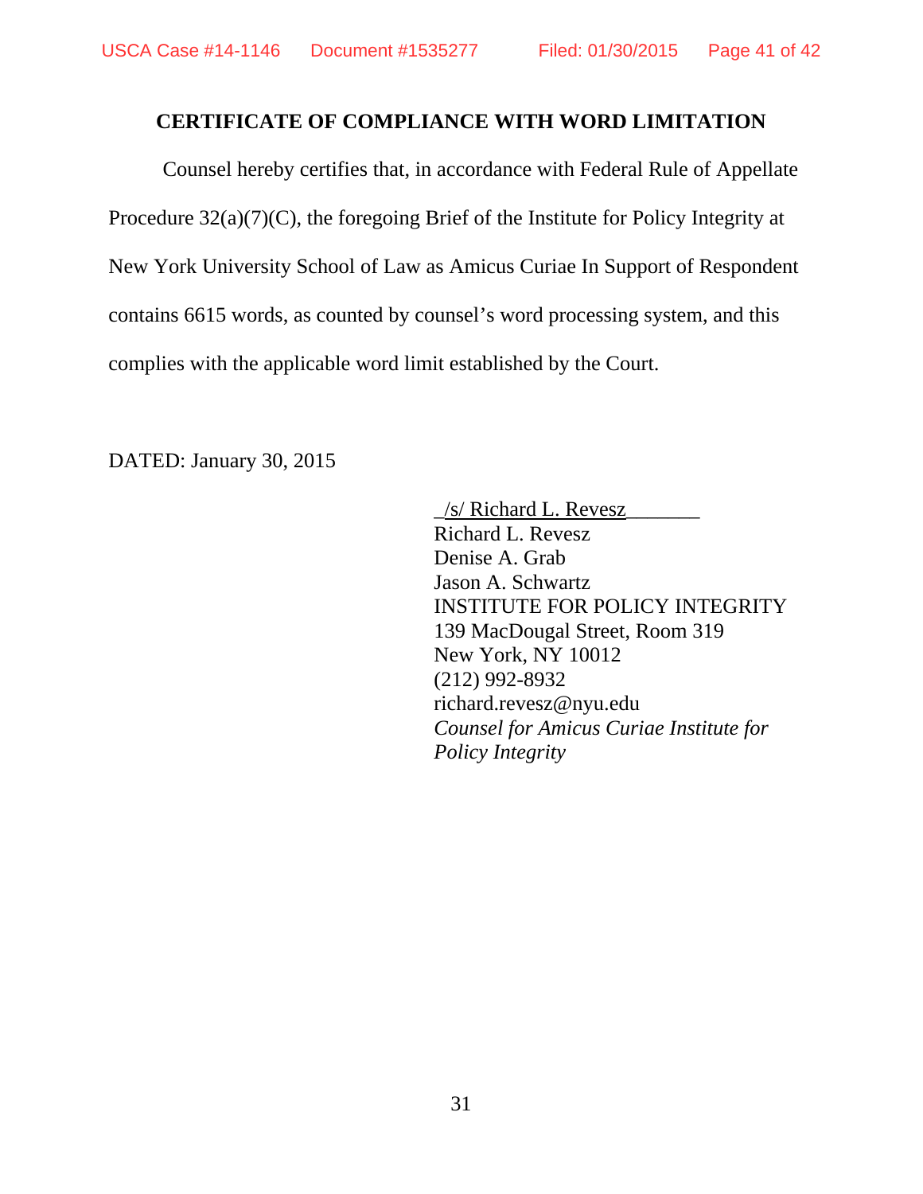## CERTIFICATE OF COMPLIANCE WITH WORD LIMITATION

Counsel hereby certifies that, in accordance with Federal Rule of Appellate Procedure 32(a)(7)(C), the foregoing Brief of the Institute for Policy Integrity at New York University School of Law as Amicus Curiae In Support of Respondent contains 6615 words, as counted by counsel's word processing system, and this complies with the applicable word limit established by the Court.

DATED: January 30, 2015

/s/ Richard L. Revesz
Richard L. Revesz
Denise A. Grab
Jason A. Schwartz
INSTITUTE FOR POLICY INTEGRITY
139 MacDougal Street, Room 319
New York, NY 10012
(212) 992-8932
richard.revesz@nyu.edu
*Counsel for Amicus Curiae Institute for Policy Integrity*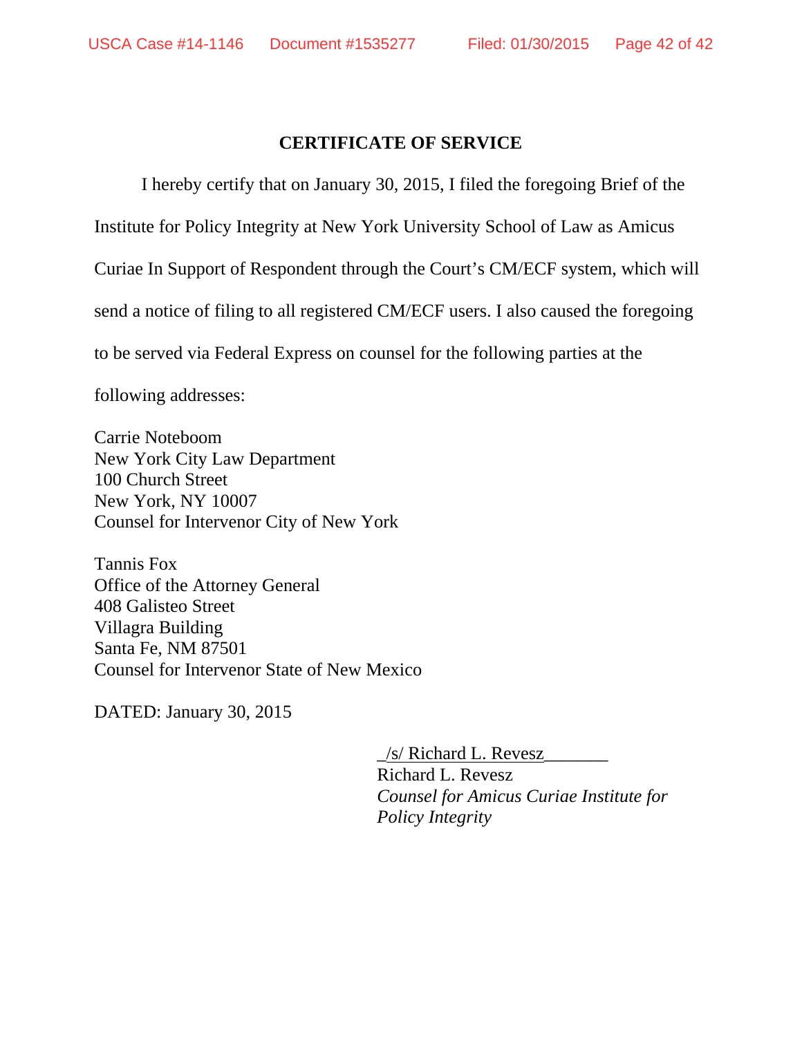## CERTIFICATE OF SERVICE

I hereby certify that on January 30, 2015, I filed the foregoing Brief of the Institute for Policy Integrity at New York University School of Law as Amicus Curiae In Support of Respondent through the Court's CM/ECF system, which will send a notice of filing to all registered CM/ECF users. I also caused the foregoing to be served via Federal Express on counsel for the following parties at the following addresses:

Carrie Noteboom
New York City Law Department
100 Church Street
New York, NY 10007
Counsel for Intervenor City of New York

Tannis Fox
Office of the Attorney General
408 Galisteo Street
Villagra Building
Santa Fe, NM 87501
Counsel for Intervenor State of New Mexico

DATED: January 30, 2015

/s/ Richard L. Revesz
Richard L. Revesz
*Counsel for Amicus Curiae Institute for Policy Integrity*